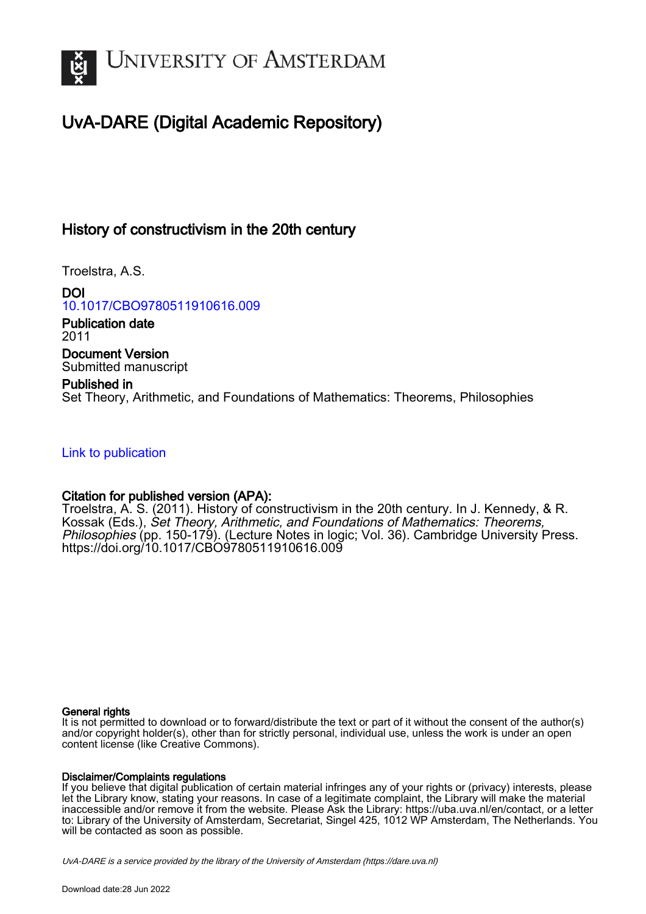# UvA-DARE (Digital Academic Repository)

## History of constructivism in the 20th century

Troelstra, A.S.

**DOI**
10.1017/CBO9780511910616.009

**Publication date**
2011

**Document Version**
Submitted manuscript

**Published in**
Set Theory, Arithmetic, and Foundations of Mathematics: Theorems, Philosophies

Link to publication

**Citation for published version (APA):**
Troelstra, A. S. (2011). History of constructivism in the 20th century. In J. Kennedy, & R. Kossak (Eds.), *Set Theory, Arithmetic, and Foundations of Mathematics: Theorems, Philosophies* (pp. 150-179). (Lecture Notes in logic; Vol. 36). Cambridge University Press. https://doi.org/10.1017/CBO9780511910616.009

**General rights**
It is not permitted to download or to forward/distribute the text or part of it without the consent of the author(s) and/or copyright holder(s), other than for strictly personal, individual use, unless the work is under an open content license (like Creative Commons).

**Disclaimer/Complaints regulations**
If you believe that digital publication of certain material infringes any of your rights or (privacy) interests, please let the Library know, stating your reasons. In case of a legitimate complaint, the Library will make the material inaccessible and/or remove it from the website. Please Ask the Library: https://uba.uva.nl/en/contact, or a letter to: Library of the University of Amsterdam, Secretariat, Singel 425, 1012 WP Amsterdam, The Netherlands. You will be contacted as soon as possible.

UvA-DARE is a service provided by the library of the University of Amsterdam (https://dare.uva.nl)

Download date:28 Jun 2022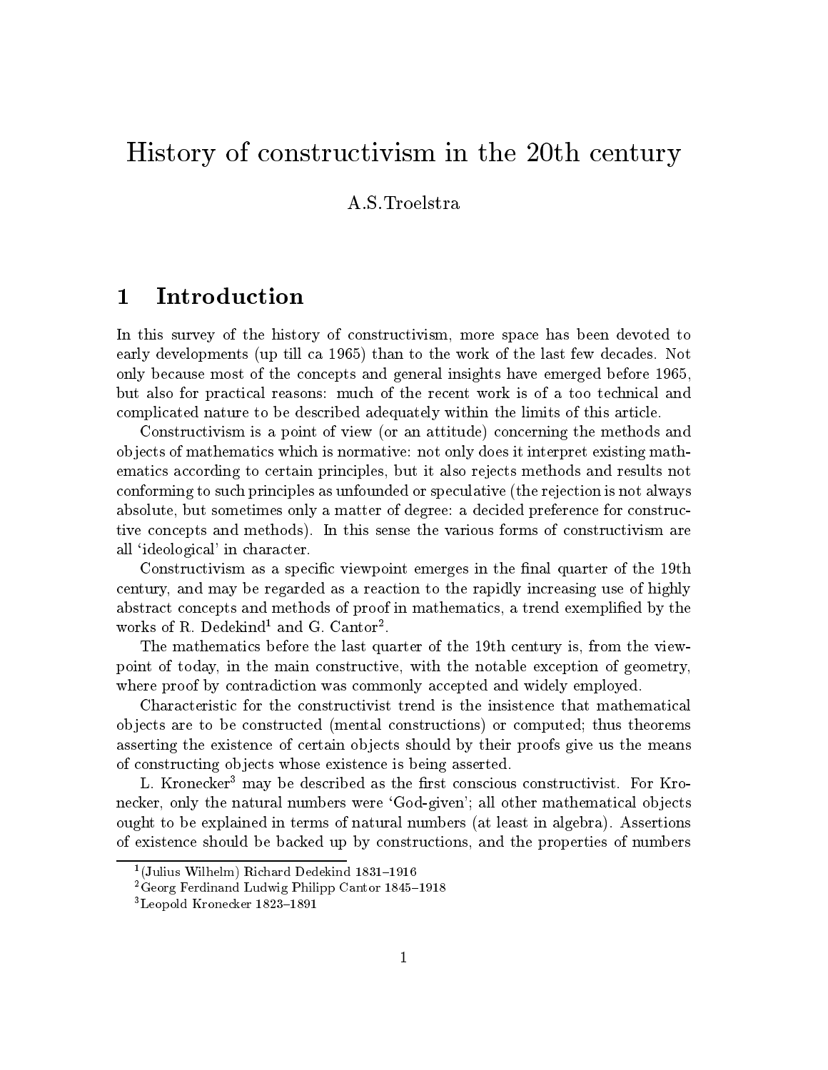# History of constructivism in the 20th century

A.S.Troelstra

## 1 Introduction

In this survey of the history of constructivism, more space has been devoted to early developments (up till ca 1965) than to the work of the last few decades. Not only because most of the concepts and general insights have emerged before 1965, but also for practical reasons: much of the recent work is of a too technical and complicated nature to be described adequately within the limits of this article.

Constructivism is a point of view (or an attitude) concerning the methods and objects of mathematics which is normative: not only does it interpret existing mathematics according to certain principles, but it also rejects methods and results not conforming to such principles as unfounded or speculative (the rejection is not always absolute, but sometimes only a matter of degree: a decided preference for constructive concepts and methods). In this sense the various forms of constructivism are all 'ideological' in character.

Constructivism as a specific viewpoint emerges in the final quarter of the 19th century, and may be regarded as a reaction to the rapidly increasing use of highly abstract concepts and methods of proof in mathematics, a trend exemplified by the works of R. Dedekind[1] and G. Cantor[2].

The mathematics before the last quarter of the 19th century is, from the viewpoint of today, in the main constructive, with the notable exception of geometry, where proof by contradiction was commonly accepted and widely employed.

Characteristic for the constructivist trend is the insistence that mathematical objects are to be constructed (mental constructions) or computed; thus theorems asserting the existence of certain objects should by their proofs give us the means of constructing objects whose existence is being asserted.

L. Kronecker[3] may be described as the first conscious constructivist. For Kronecker, only the natural numbers were 'God-given'; all other mathematical objects ought to be explained in terms of natural numbers (at least in algebra). Assertions of existence should be backed up by constructions, and the properties of numbers

[1] (Julius Wilhelm) Richard Dedekind 1831–1916

[2] Georg Ferdinand Ludwig Philipp Cantor 1845–1918

[3] Leopold Kronecker 1823–1891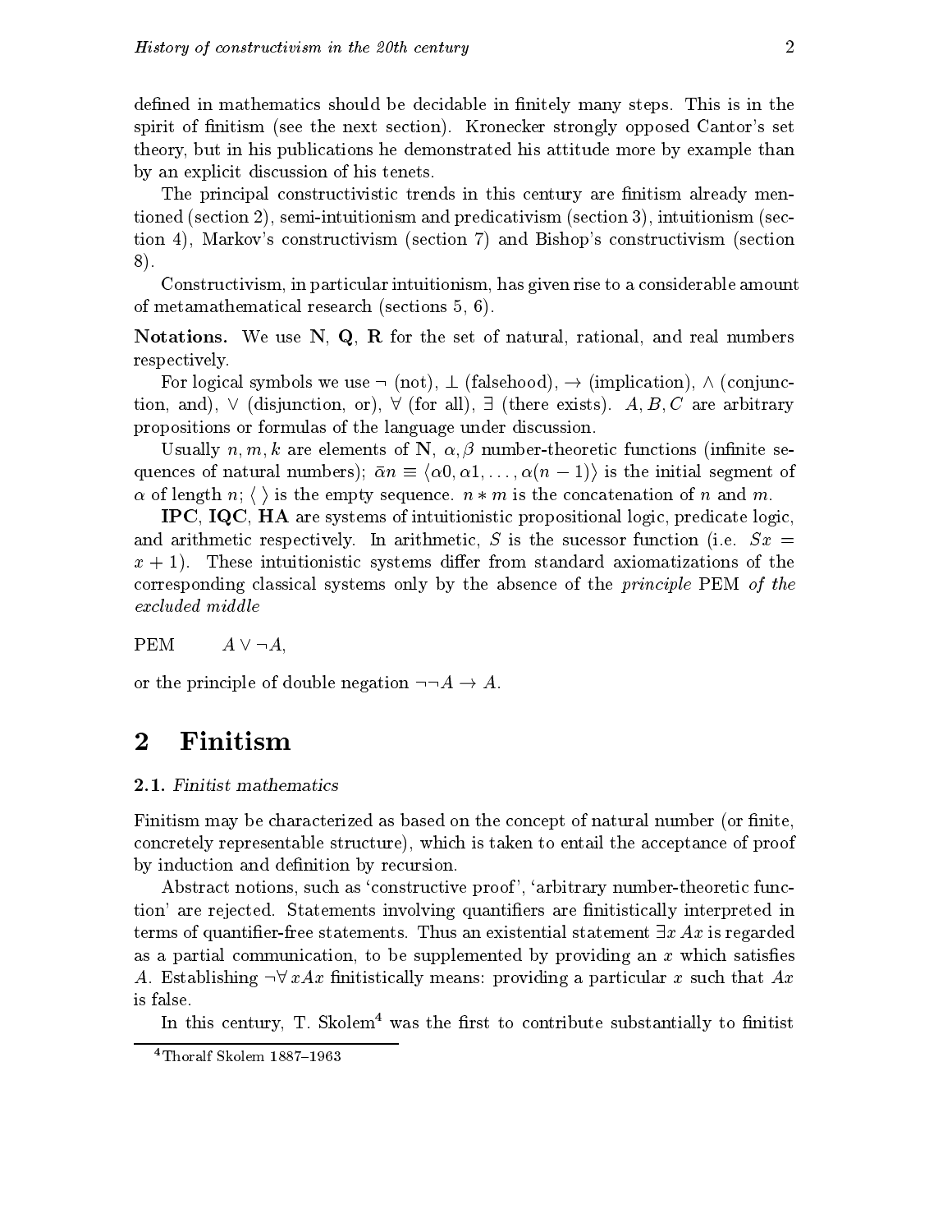defined in mathematics should be decidable in finitely many steps. This is in the spirit of finitism (see the next section). Kronecker strongly opposed Cantor's set theory, but in his publications he demonstrated his attitude more by example than by an explicit discussion of his tenets.

The principal constructivistic trends in this century are finitism already mentioned (section 2), semi-intuitionism and predicativism (section 3), intuitionism (section 4), Markov's constructivism (section 7) and Bishop's constructivism (section 8).

Constructivism, in particular intuitionism, has given rise to a considerable amount of metamathematical research (sections 5, 6).

**Notations.** We use **N**, **Q**, **R** for the set of natural, rational, and real numbers respectively.

For logical symbols we use $\neg$ (not), $\bot$ (falsehood), $\rightarrow$ (implication), $\wedge$ (conjunction, and), $\vee$ (disjunction, or), $\forall$ (for all), $\exists$ (there exists). $A, B, C$ are arbitrary propositions or formulas of the language under discussion.

Usually $n, m, k$ are elements of **N**, $\alpha, \beta$ number-theoretic functions (infinite sequences of natural numbers); $\bar{\alpha}n \equiv \langle \alpha 0, \alpha 1, \ldots, \alpha(n-1) \rangle$ is the initial segment of $\alpha$ of length $n$; $\langle\ \rangle$ is the empty sequence. $n * m$ is the concatenation of $n$ and $m$.

**IPC**, **IQC**, **HA** are systems of intuitionistic propositional logic, predicate logic, and arithmetic respectively. In arithmetic, $S$ is the sucessor function (i.e. $Sx = x + 1$). These intuitionistic systems differ from standard axiomatizations of the corresponding classical systems only by the absence of the *principle* PEM *of the excluded middle*

PEM $\quad A \vee \neg A$,

or the principle of double negation $\neg\neg A \rightarrow A$.

## 2 Finitism

### 2.1. *Finitist mathematics*

Finitism may be characterized as based on the concept of natural number (or finite, concretely representable structure), which is taken to entail the acceptance of proof by induction and definition by recursion.

Abstract notions, such as 'constructive proof', 'arbitrary number-theoretic function' are rejected. Statements involving quantifiers are finitistically interpreted in terms of quantifier-free statements. Thus an existential statement $\exists x\, Ax$ is regarded as a partial communication, to be supplemented by providing an $x$ which satisfies $A$. Establishing $\neg\forall\, x Ax$ finitistically means: providing a particular $x$ such that $Ax$ is false.

In this century, T. Skolem[4] was the first to contribute substantially to finitist

[4] Thoralf Skolem 1887–1963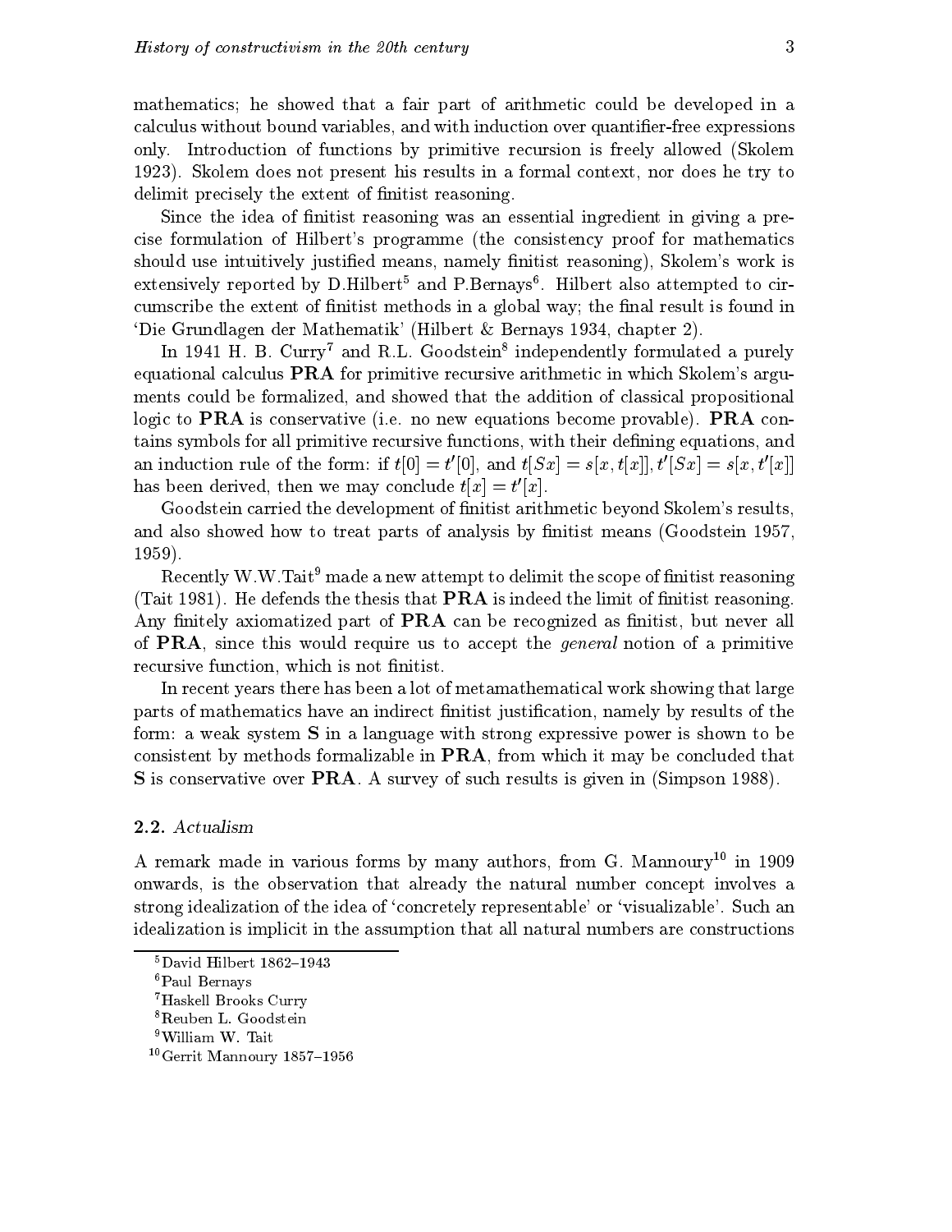mathematics; he showed that a fair part of arithmetic could be developed in a calculus without bound variables, and with induction over quantifier-free expressions only. Introduction of functions by primitive recursion is freely allowed (Skolem 1923). Skolem does not present his results in a formal context, nor does he try to delimit precisely the extent of finitist reasoning.

Since the idea of finitist reasoning was an essential ingredient in giving a precise formulation of Hilbert's programme (the consistency proof for mathematics should use intuitively justified means, namely finitist reasoning), Skolem's work is extensively reported by D.Hilbert[5] and P.Bernays[6]. Hilbert also attempted to circumscribe the extent of finitist methods in a global way; the final result is found in 'Die Grundlagen der Mathematik' (Hilbert & Bernays 1934, chapter 2).

In 1941 H. B. Curry[7] and R.L. Goodstein[8] independently formulated a purely equational calculus **PRA** for primitive recursive arithmetic in which Skolem's arguments could be formalized, and showed that the addition of classical propositional logic to **PRA** is conservative (i.e. no new equations become provable). **PRA** contains symbols for all primitive recursive functions, with their defining equations, and an induction rule of the form: if $t[0] = t'[0]$, and $t[Sx] = s[x, t[x]], t'[Sx] = s[x, t'[x]]$ has been derived, then we may conclude $t[x] = t'[x]$.

Goodstein carried the development of finitist arithmetic beyond Skolem's results, and also showed how to treat parts of analysis by finitist means (Goodstein 1957, 1959).

Recently W.W.Tait[9] made a new attempt to delimit the scope of finitist reasoning (Tait 1981). He defends the thesis that **PRA** is indeed the limit of finitist reasoning. Any finitely axiomatized part of **PRA** can be recognized as finitist, but never all of **PRA**, since this would require us to accept the *general* notion of a primitive recursive function, which is not finitist.

In recent years there has been a lot of metamathematical work showing that large parts of mathematics have an indirect finitist justification, namely by results of the form: a weak system **S** in a language with strong expressive power is shown to be consistent by methods formalizable in **PRA**, from which it may be concluded that **S** is conservative over **PRA**. A survey of such results is given in (Simpson 1988).

### 2.2. *Actualism*

A remark made in various forms by many authors, from G. Mannoury[10] in 1909 onwards, is the observation that already the natural number concept involves a strong idealization of the idea of 'concretely representable' or 'visualizable'. Such an idealization is implicit in the assumption that all natural numbers are constructions

[5] David Hilbert 1862–1943

[6] Paul Bernays

[7] Haskell Brooks Curry

[8] Reuben L. Goodstein

[9] William W. Tait

[10] Gerrit Mannoury 1857–1956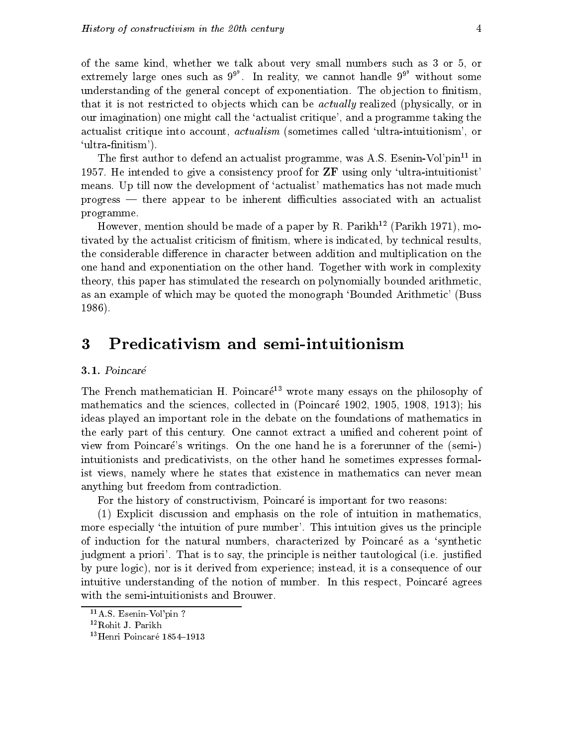of the same kind, whether we talk about very small numbers such as 3 or 5, or extremely large ones such as $9^{9^9}$. In reality, we cannot handle $9^{9^9}$ without some understanding of the general concept of exponentiation. The objection to finitism, that it is not restricted to objects which can be *actually* realized (physically, or in our imagination) one might call the 'actualist critique', and a programme taking the actualist critique into account, *actualism* (sometimes called 'ultra-intuitionism', or 'ultra-finitism').

The first author to defend an actualist programme, was A.S. Esenin-Vol'pin[11] in 1957. He intended to give a consistency proof for **ZF** using only 'ultra-intuitionist' means. Up till now the development of 'actualist' mathematics has not made much progress — there appear to be inherent difficulties associated with an actualist programme.

However, mention should be made of a paper by R. Parikh[12] (Parikh 1971), motivated by the actualist criticism of finitism, where is indicated, by technical results, the considerable difference in character between addition and multiplication on the one hand and exponentiation on the other hand. Together with work in complexity theory, this paper has stimulated the research on polynomially bounded arithmetic, as an example of which may be quoted the monograph 'Bounded Arithmetic' (Buss 1986).

# 3 Predicativism and semi-intuitionism

### 3.1. *Poincaré*

The French mathematician H. Poincaré[13] wrote many essays on the philosophy of mathematics and the sciences, collected in (Poincaré 1902, 1905, 1908, 1913); his ideas played an important role in the debate on the foundations of mathematics in the early part of this century. One cannot extract a unified and coherent point of view from Poincaré's writings. On the one hand he is a forerunner of the (semi-) intuitionists and predicativists, on the other hand he sometimes expresses formalist views, namely where he states that existence in mathematics can never mean anything but freedom from contradiction.

For the history of constructivism, Poincaré is important for two reasons:

(1) Explicit discussion and emphasis on the role of intuition in mathematics, more especially 'the intuition of pure number'. This intuition gives us the principle of induction for the natural numbers, characterized by Poincaré as a 'synthetic judgment a priori'. That is to say, the principle is neither tautological (i.e. justified by pure logic), nor is it derived from experience; instead, it is a consequence of our intuitive understanding of the notion of number. In this respect, Poincaré agrees with the semi-intuitionists and Brouwer.

---

[11] A.S. Esenin-Vol'pin ?

[12] Rohit J. Parikh

[13] Henri Poincaré 1854–1913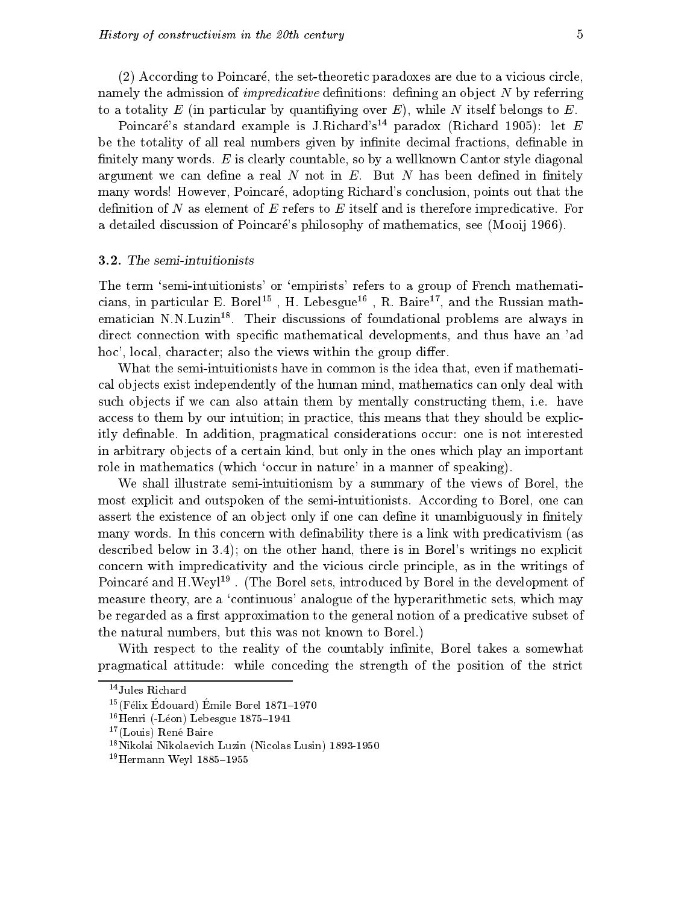(2) According to Poincaré, the set-theoretic paradoxes are due to a vicious circle, namely the admission of *impredicative* definitions: defining an object $N$ by referring to a totality $E$ (in particular by quantifiying over $E$), while $N$ itself belongs to $E$.

Poincaré's standard example is J.Richard's[14] paradox (Richard 1905): let $E$ be the totality of all real numbers given by infinite decimal fractions, definable in finitely many words. $E$ is clearly countable, so by a wellknown Cantor style diagonal argument we can define a real $N$ not in $E$. But $N$ has been defined in finitely many words! However, Poincaré, adopting Richard's conclusion, points out that the definition of $N$ as element of $E$ refers to $E$ itself and is therefore impredicative. For a detailed discussion of Poincaré's philosophy of mathematics, see (Mooij 1966).

### 3.2. *The semi-intuitionists*

The term 'semi-intuitionists' or 'empirists' refers to a group of French mathematicians, in particular E. Borel[15] , H. Lebesgue[16] , R. Baire[17], and the Russian mathematician N.N.Luzin[18]. Their discussions of foundational problems are always in direct connection with specific mathematical developments, and thus have an 'ad hoc', local, character; also the views within the group differ.

What the semi-intuitionists have in common is the idea that, even if mathematical objects exist independently of the human mind, mathematics can only deal with such objects if we can also attain them by mentally constructing them, i.e. have access to them by our intuition; in practice, this means that they should be explicitly definable. In addition, pragmatical considerations occur: one is not interested in arbitrary objects of a certain kind, but only in the ones which play an important role in mathematics (which 'occur in nature' in a manner of speaking).

We shall illustrate semi-intuitionism by a summary of the views of Borel, the most explicit and outspoken of the semi-intuitionists. According to Borel, one can assert the existence of an object only if one can define it unambiguously in finitely many words. In this concern with definability there is a link with predicativism (as described below in 3.4); on the other hand, there is in Borel's writings no explicit concern with impredicativity and the vicious circle principle, as in the writings of Poincaré and H.Weyl[19] . (The Borel sets, introduced by Borel in the development of measure theory, are a 'continuous' analogue of the hyperarithmetic sets, which may be regarded as a first approximation to the general notion of a predicative subset of the natural numbers, but this was not known to Borel.)

With respect to the reality of the countably infinite, Borel takes a somewhat pragmatical attitude: while conceding the strength of the position of the strict

---

[14] Jules Richard

[15] (Félix Édouard) Émile Borel 1871–1970

[16] Henri (-Léon) Lebesgue 1875–1941

[17] (Louis) René Baire

[18] Nikolai Nikolaevich Luzin (Nicolas Lusin) 1893-1950

[19] Hermann Weyl 1885–1955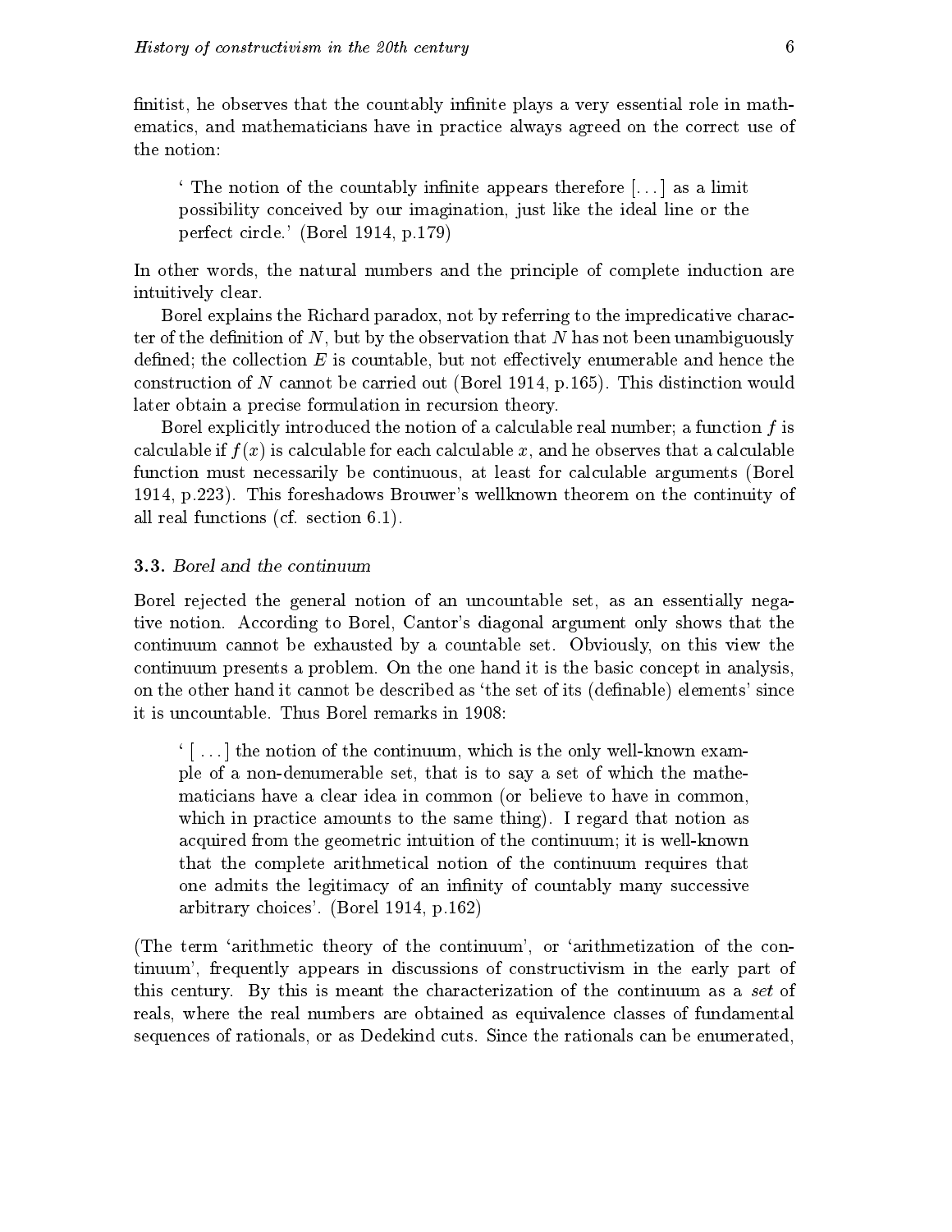finitist, he observes that the countably infinite plays a very essential role in mathematics, and mathematicians have in practice always agreed on the correct use of the notion:

> ' The notion of the countably infinite appears therefore [...] as a limit possibility conceived by our imagination, just like the ideal line or the perfect circle.' (Borel 1914, p.179)

In other words, the natural numbers and the principle of complete induction are intuitively clear.

Borel explains the Richard paradox, not by referring to the impredicative character of the definition of $N$, but by the observation that $N$ has not been unambiguously defined; the collection $E$ is countable, but not effectively enumerable and hence the construction of $N$ cannot be carried out (Borel 1914, p.165). This distinction would later obtain a precise formulation in recursion theory.

Borel explicitly introduced the notion of a calculable real number; a function $f$ is calculable if $f(x)$ is calculable for each calculable $x$, and he observes that a calculable function must necessarily be continuous, at least for calculable arguments (Borel 1914, p.223). This foreshadows Brouwer's wellknown theorem on the continuity of all real functions (cf. section 6.1).

### 3.3. *Borel and the continuum*

Borel rejected the general notion of an uncountable set, as an essentially negative notion. According to Borel, Cantor's diagonal argument only shows that the continuum cannot be exhausted by a countable set. Obviously, on this view the continuum presents a problem. On the one hand it is the basic concept in analysis, on the other hand it cannot be described as 'the set of its (definable) elements' since it is uncountable. Thus Borel remarks in 1908:

> ' [...] the notion of the continuum, which is the only well-known example of a non-denumerable set, that is to say a set of which the mathematicians have a clear idea in common (or believe to have in common, which in practice amounts to the same thing). I regard that notion as acquired from the geometric intuition of the continuum; it is well-known that the complete arithmetical notion of the continuum requires that one admits the legitimacy of an infinity of countably many successive arbitrary choices'. (Borel 1914, p.162)

(The term 'arithmetic theory of the continuum', or 'arithmetization of the continuum', frequently appears in discussions of constructivism in the early part of this century. By this is meant the characterization of the continuum as a *set* of reals, where the real numbers are obtained as equivalence classes of fundamental sequences of rationals, or as Dedekind cuts. Since the rationals can be enumerated,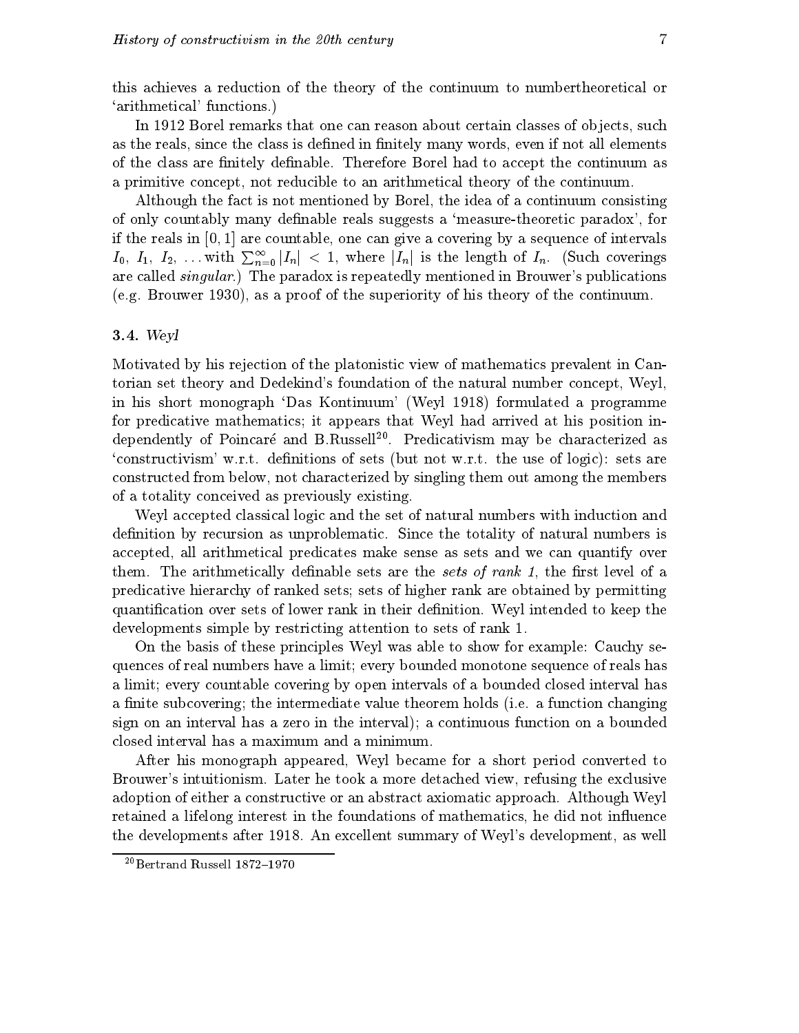this achieves a reduction of the theory of the continuum to numbertheoretical or 'arithmetical' functions.)

In 1912 Borel remarks that one can reason about certain classes of objects, such as the reals, since the class is defined in finitely many words, even if not all elements of the class are finitely definable. Therefore Borel had to accept the continuum as a primitive concept, not reducible to an arithmetical theory of the continuum.

Although the fact is not mentioned by Borel, the idea of a continuum consisting of only countably many definable reals suggests a 'measure-theoretic paradox', for if the reals in $[0, 1]$ are countable, one can give a covering by a sequence of intervals $I_0, I_1, I_2, \ldots$ with $\sum_{n=0}^{\infty} |I_n| < 1$, where $|I_n|$ is the length of $I_n$. (Such coverings are called *singular*.) The paradox is repeatedly mentioned in Brouwer's publications (e.g. Brouwer 1930), as a proof of the superiority of his theory of the continuum.

### 3.4. *Weyl*

Motivated by his rejection of the platonistic view of mathematics prevalent in Cantorian set theory and Dedekind's foundation of the natural number concept, Weyl, in his short monograph 'Das Kontinuum' (Weyl 1918) formulated a programme for predicative mathematics; it appears that Weyl had arrived at his position independently of Poincaré and B.Russell[20]. Predicativism may be characterized as 'constructivism' w.r.t. definitions of sets (but not w.r.t. the use of logic): sets are constructed from below, not characterized by singling them out among the members of a totality conceived as previously existing.

Weyl accepted classical logic and the set of natural numbers with induction and definition by recursion as unproblematic. Since the totality of natural numbers is accepted, all arithmetical predicates make sense as sets and we can quantify over them. The arithmetically definable sets are the *sets of rank 1*, the first level of a predicative hierarchy of ranked sets; sets of higher rank are obtained by permitting quantification over sets of lower rank in their definition. Weyl intended to keep the developments simple by restricting attention to sets of rank 1.

On the basis of these principles Weyl was able to show for example: Cauchy sequences of real numbers have a limit; every bounded monotone sequence of reals has a limit; every countable covering by open intervals of a bounded closed interval has a finite subcovering; the intermediate value theorem holds (i.e. a function changing sign on an interval has a zero in the interval); a continuous function on a bounded closed interval has a maximum and a minimum.

After his monograph appeared, Weyl became for a short period converted to Brouwer's intuitionism. Later he took a more detached view, refusing the exclusive adoption of either a constructive or an abstract axiomatic approach. Although Weyl retained a lifelong interest in the foundations of mathematics, he did not influence the developments after 1918. An excellent summary of Weyl's development, as well

[20] Bertrand Russell 1872–1970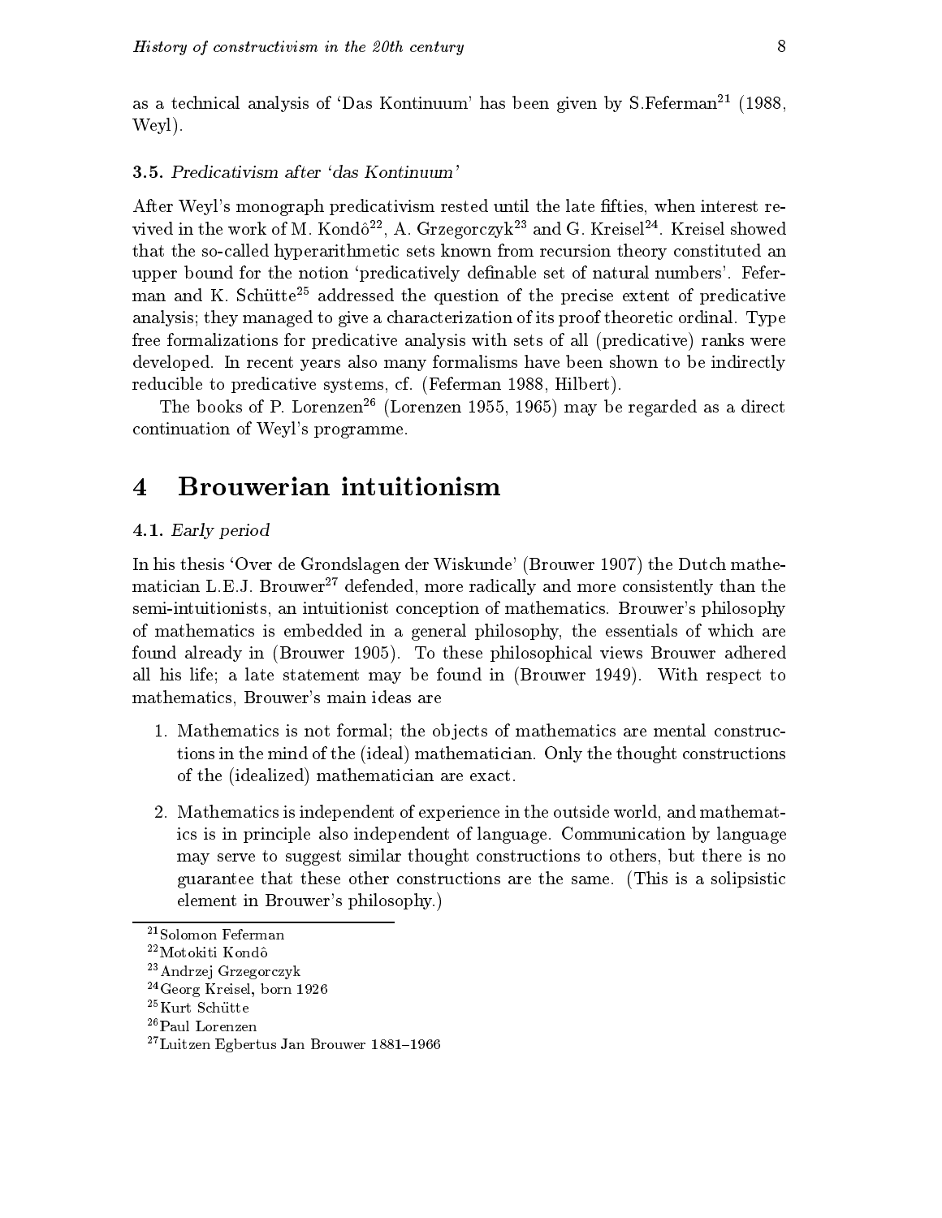as a technical analysis of 'Das Kontinuum' has been given by S.Feferman[21] (1988, Weyl).

### 3.5. *Predicativism after 'das Kontinuum'*

After Weyl's monograph predicativism rested until the late fifties, when interest revived in the work of M. Kondô[22], A. Grzegorczyk[23] and G. Kreisel[24]. Kreisel showed that the so-called hyperarithmetic sets known from recursion theory constituted an upper bound for the notion 'predicatively definable set of natural numbers'. Feferman and K. Schütte[25] addressed the question of the precise extent of predicative analysis; they managed to give a characterization of its proof theoretic ordinal. Type free formalizations for predicative analysis with sets of all (predicative) ranks were developed. In recent years also many formalisms have been shown to be indirectly reducible to predicative systems, cf. (Feferman 1988, Hilbert).

The books of P. Lorenzen[26] (Lorenzen 1955, 1965) may be regarded as a direct continuation of Weyl's programme.

# 4 Brouwerian intuitionism

### 4.1. *Early period*

In his thesis 'Over de Grondslagen der Wiskunde' (Brouwer 1907) the Dutch mathematician L.E.J. Brouwer[27] defended, more radically and more consistently than the semi-intuitionists, an intuitionist conception of mathematics. Brouwer's philosophy of mathematics is embedded in a general philosophy, the essentials of which are found already in (Brouwer 1905). To these philosophical views Brouwer adhered all his life; a late statement may be found in (Brouwer 1949). With respect to mathematics, Brouwer's main ideas are

1. Mathematics is not formal; the objects of mathematics are mental constructions in the mind of the (ideal) mathematician. Only the thought constructions of the (idealized) mathematician are exact.

2. Mathematics is independent of experience in the outside world, and mathematics is in principle also independent of language. Communication by language may serve to suggest similar thought constructions to others, but there is no guarantee that these other constructions are the same. (This is a solipsistic element in Brouwer's philosophy.)

---

[21] Solomon Feferman

[22] Motokiti Kondô

[23] Andrzej Grzegorczyk

[24] Georg Kreisel, born 1926

[25] Kurt Schütte

[26] Paul Lorenzen

[27] Luitzen Egbertus Jan Brouwer 1881–1966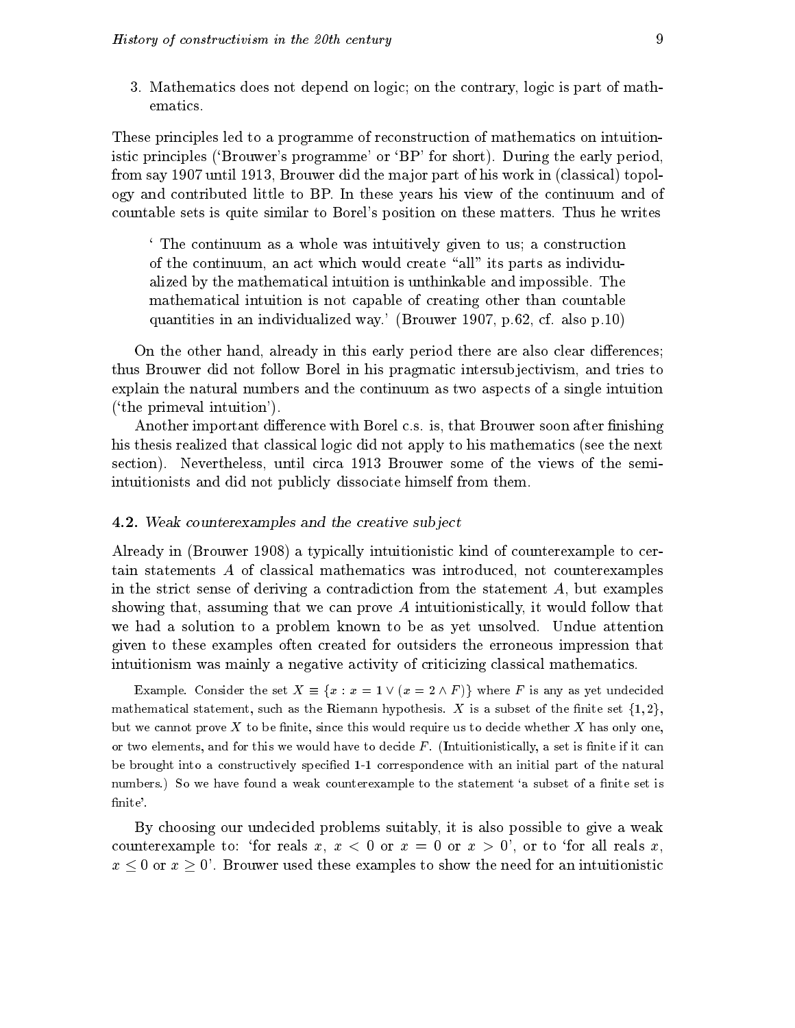3. Mathematics does not depend on logic; on the contrary, logic is part of mathematics.

These principles led to a programme of reconstruction of mathematics on intuitionistic principles ('Brouwer's programme' or 'BP' for short). During the early period, from say 1907 until 1913, Brouwer did the major part of his work in (classical) topology and contributed little to BP. In these years his view of the continuum and of countable sets is quite similar to Borel's position on these matters. Thus he writes

> ' The continuum as a whole was intuitively given to us; a construction of the continuum, an act which would create "all" its parts as individualized by the mathematical intuition is unthinkable and impossible. The mathematical intuition is not capable of creating other than countable quantities in an individualized way.' (Brouwer 1907, p.62, cf. also p.10)

On the other hand, already in this early period there are also clear differences; thus Brouwer did not follow Borel in his pragmatic intersubjectivism, and tries to explain the natural numbers and the continuum as two aspects of a single intuition ('the primeval intuition').

Another important difference with Borel c.s. is, that Brouwer soon after finishing his thesis realized that classical logic did not apply to his mathematics (see the next section). Nevertheless, until circa 1913 Brouwer some of the views of the semi-intuitionists and did not publicly dissociate himself from them.

### 4.2. *Weak counterexamples and the creative subject*

Already in (Brouwer 1908) a typically intuitionistic kind of counterexample to certain statements $A$ of classical mathematics was introduced, not counterexamples in the strict sense of deriving a contradiction from the statement $A$, but examples showing that, assuming that we can prove $A$ intuitionistically, it would follow that we had a solution to a problem known to be as yet unsolved. Undue attention given to these examples often created for outsiders the erroneous impression that intuitionism was mainly a negative activity of criticizing classical mathematics.

Example. Consider the set $X \equiv \{x : x = 1 \vee (x = 2 \wedge F)\}$ where $F$ is any as yet undecided mathematical statement, such as the Riemann hypothesis. $X$ is a subset of the finite set $\{1, 2\}$, but we cannot prove $X$ to be finite, since this would require us to decide whether $X$ has only one, or two elements, and for this we would have to decide $F$. (Intuitionistically, a set is finite if it can be brought into a constructively specified 1-1 correspondence with an initial part of the natural numbers.) So we have found a weak counterexample to the statement 'a subset of a finite set is finite'.

By choosing our undecided problems suitably, it is also possible to give a weak counterexample to: 'for reals $x$, $x < 0$ or $x = 0$ or $x > 0$', or to 'for all reals $x$, $x \leq 0$ or $x \geq 0$'. Brouwer used these examples to show the need for an intuitionistic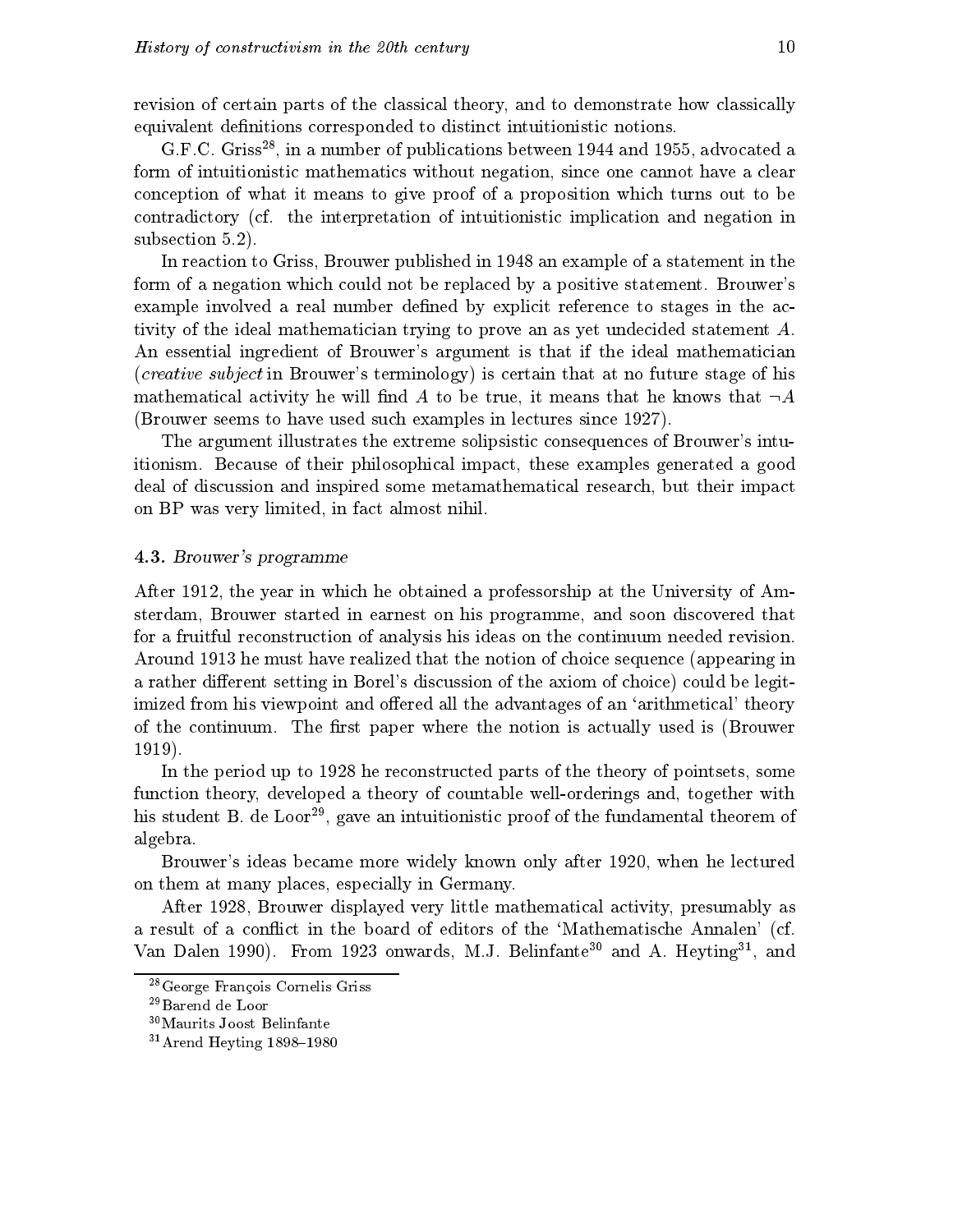revision of certain parts of the classical theory, and to demonstrate how classically equivalent definitions corresponded to distinct intuitionistic notions.

G.F.C. Griss[28], in a number of publications between 1944 and 1955, advocated a form of intuitionistic mathematics without negation, since one cannot have a clear conception of what it means to give proof of a proposition which turns out to be contradictory (cf. the interpretation of intuitionistic implication and negation in subsection 5.2).

In reaction to Griss, Brouwer published in 1948 an example of a statement in the form of a negation which could not be replaced by a positive statement. Brouwer's example involved a real number defined by explicit reference to stages in the activity of the ideal mathematician trying to prove an as yet undecided statement $A$. An essential ingredient of Brouwer's argument is that if the ideal mathematician (*creative subject* in Brouwer's terminology) is certain that at no future stage of his mathematical activity he will find $A$ to be true, it means that he knows that $\neg A$ (Brouwer seems to have used such examples in lectures since 1927).

The argument illustrates the extreme solipsistic consequences of Brouwer's intuitionism. Because of their philosophical impact, these examples generated a good deal of discussion and inspired some metamathematical research, but their impact on BP was very limited, in fact almost nihil.

### 4.3. *Brouwer's programme*

After 1912, the year in which he obtained a professorship at the University of Amsterdam, Brouwer started in earnest on his programme, and soon discovered that for a fruitful reconstruction of analysis his ideas on the continuum needed revision. Around 1913 he must have realized that the notion of choice sequence (appearing in a rather different setting in Borel's discussion of the axiom of choice) could be legitimized from his viewpoint and offered all the advantages of an 'arithmetical' theory of the continuum. The first paper where the notion is actually used is (Brouwer 1919).

In the period up to 1928 he reconstructed parts of the theory of pointsets, some function theory, developed a theory of countable well-orderings and, together with his student B. de Loor[29], gave an intuitionistic proof of the fundamental theorem of algebra.

Brouwer's ideas became more widely known only after 1920, when he lectured on them at many places, especially in Germany.

After 1928, Brouwer displayed very little mathematical activity, presumably as a result of a conflict in the board of editors of the 'Mathematische Annalen' (cf. Van Dalen 1990). From 1923 onwards, M.J. Belinfante[30] and A. Heyting[31], and

---

[28] George François Cornelis Griss

[29] Barend de Loor

[30] Maurits Joost Belinfante

[31] Arend Heyting 1898–1980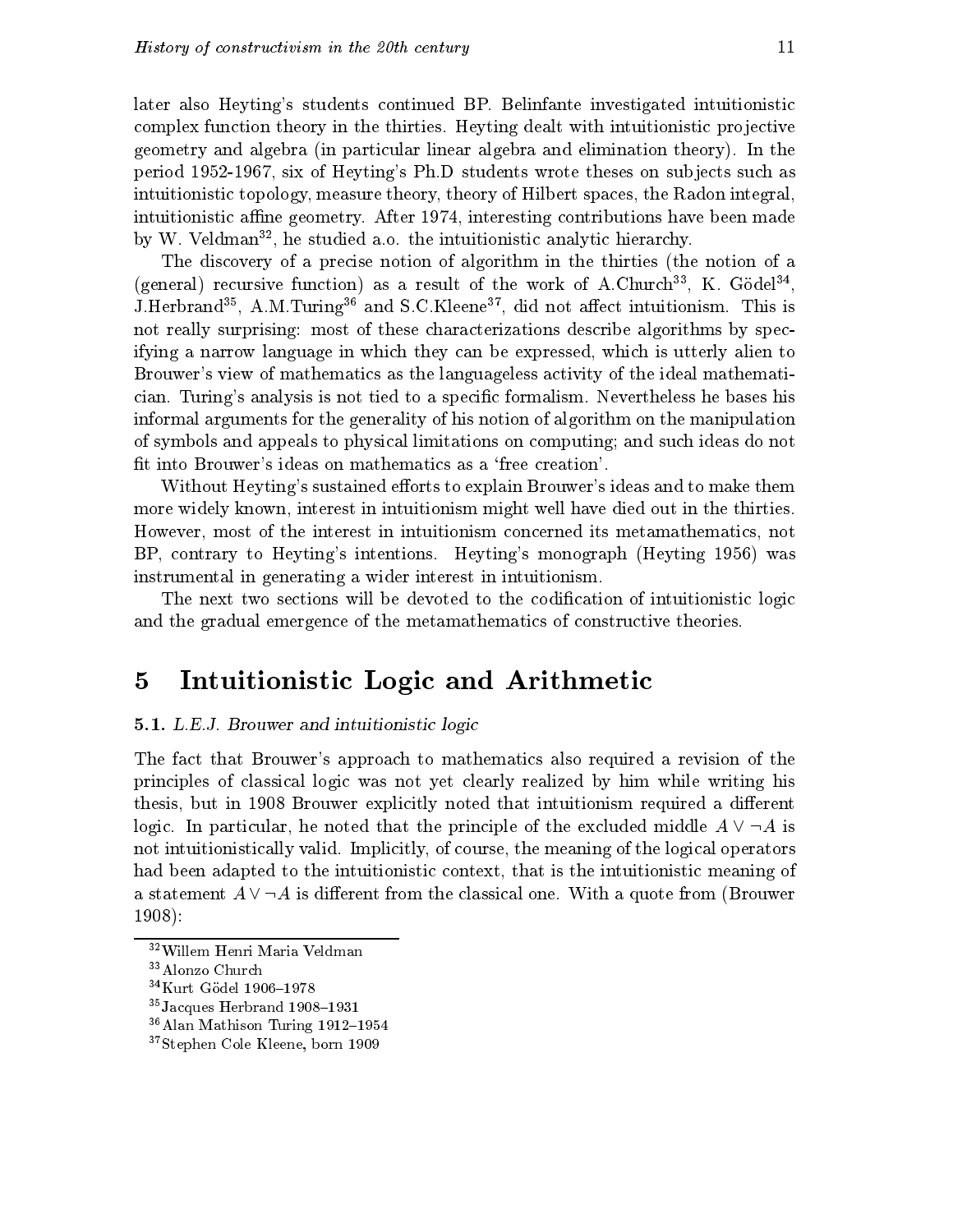later also Heyting's students continued BP. Belinfante investigated intuitionistic complex function theory in the thirties. Heyting dealt with intuitionistic projective geometry and algebra (in particular linear algebra and elimination theory). In the period 1952-1967, six of Heyting's Ph.D students wrote theses on subjects such as intuitionistic topology, measure theory, theory of Hilbert spaces, the Radon integral, intuitionistic affine geometry. After 1974, interesting contributions have been made by W. Veldman[32], he studied a.o. the intuitionistic analytic hierarchy.

The discovery of a precise notion of algorithm in the thirties (the notion of a (general) recursive function) as a result of the work of A.Church[33], K. Gödel[34], J.Herbrand[35], A.M.Turing[36] and S.C.Kleene[37], did not affect intuitionism. This is not really surprising: most of these characterizations describe algorithms by specifying a narrow language in which they can be expressed, which is utterly alien to Brouwer's view of mathematics as the languageless activity of the ideal mathematician. Turing's analysis is not tied to a specific formalism. Nevertheless he bases his informal arguments for the generality of his notion of algorithm on the manipulation of symbols and appeals to physical limitations on computing; and such ideas do not fit into Brouwer's ideas on mathematics as a 'free creation'.

Without Heyting's sustained efforts to explain Brouwer's ideas and to make them more widely known, interest in intuitionism might well have died out in the thirties. However, most of the interest in intuitionism concerned its metamathematics, not BP, contrary to Heyting's intentions. Heyting's monograph (Heyting 1956) was instrumental in generating a wider interest in intuitionism.

The next two sections will be devoted to the codification of intuitionistic logic and the gradual emergence of the metamathematics of constructive theories.

# 5 Intuitionistic Logic and Arithmetic

**5.1.** *L.E.J. Brouwer and intuitionistic logic*

The fact that Brouwer's approach to mathematics also required a revision of the principles of classical logic was not yet clearly realized by him while writing his thesis, but in 1908 Brouwer explicitly noted that intuitionism required a different logic. In particular, he noted that the principle of the excluded middle $A \vee \neg A$ is not intuitionistically valid. Implicitly, of course, the meaning of the logical operators had been adapted to the intuitionistic context, that is the intuitionistic meaning of a statement $A \vee \neg A$ is different from the classical one. With a quote from (Brouwer 1908):

[32] Willem Henri Maria Veldman

[33] Alonzo Church

[34] Kurt Gödel 1906–1978

[35] Jacques Herbrand 1908–1931

[36] Alan Mathison Turing 1912–1954

[37] Stephen Cole Kleene, born 1909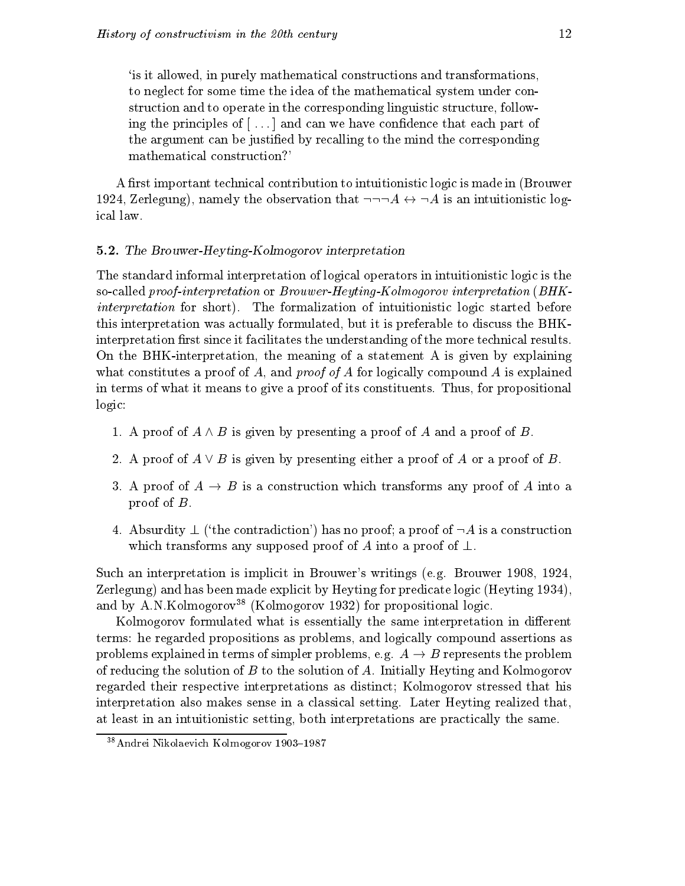'is it allowed, in purely mathematical constructions and transformations, to neglect for some time the idea of the mathematical system under construction and to operate in the corresponding linguistic structure, following the principles of [ ... ] and can we have confidence that each part of the argument can be justified by recalling to the mind the corresponding mathematical construction?'

A first important technical contribution to intuitionistic logic is made in (Brouwer 1924, Zerlegung), namely the observation that $\neg\neg\neg A \leftrightarrow \neg A$ is an intuitionistic logical law.

### 5.2. *The Brouwer-Heyting-Kolmogorov interpretation*

The standard informal interpretation of logical operators in intuitionistic logic is the so-called *proof-interpretation* or *Brouwer-Heyting-Kolmogorov interpretation* (*BHK-interpretation* for short). The formalization of intuitionistic logic started before this interpretation was actually formulated, but it is preferable to discuss the BHK-interpretation first since it facilitates the understanding of the more technical results. On the BHK-interpretation, the meaning of a statement A is given by explaining what constitutes a proof of $A$, and *proof of* $A$ for logically compound $A$ is explained in terms of what it means to give a proof of its constituents. Thus, for propositional logic:

1. A proof of $A \wedge B$ is given by presenting a proof of $A$ and a proof of $B$.
2. A proof of $A \vee B$ is given by presenting either a proof of $A$ or a proof of $B$.
3. A proof of $A \rightarrow B$ is a construction which transforms any proof of $A$ into a proof of $B$.
4. Absurdity $\perp$ ('the contradiction') has no proof; a proof of $\neg A$ is a construction which transforms any supposed proof of $A$ into a proof of $\perp$.

Such an interpretation is implicit in Brouwer's writings (e.g. Brouwer 1908, 1924, Zerlegung) and has been made explicit by Heyting for predicate logic (Heyting 1934), and by A.N.Kolmogorov[38] (Kolmogorov 1932) for propositional logic.

Kolmogorov formulated what is essentially the same interpretation in different terms: he regarded propositions as problems, and logically compound assertions as problems explained in terms of simpler problems, e.g. $A \rightarrow B$ represents the problem of reducing the solution of $B$ to the solution of $A$. Initially Heyting and Kolmogorov regarded their respective interpretations as distinct; Kolmogorov stressed that his interpretation also makes sense in a classical setting. Later Heyting realized that, at least in an intuitionistic setting, both interpretations are practically the same.

[38] Andrei Nikolaevich Kolmogorov 1903–1987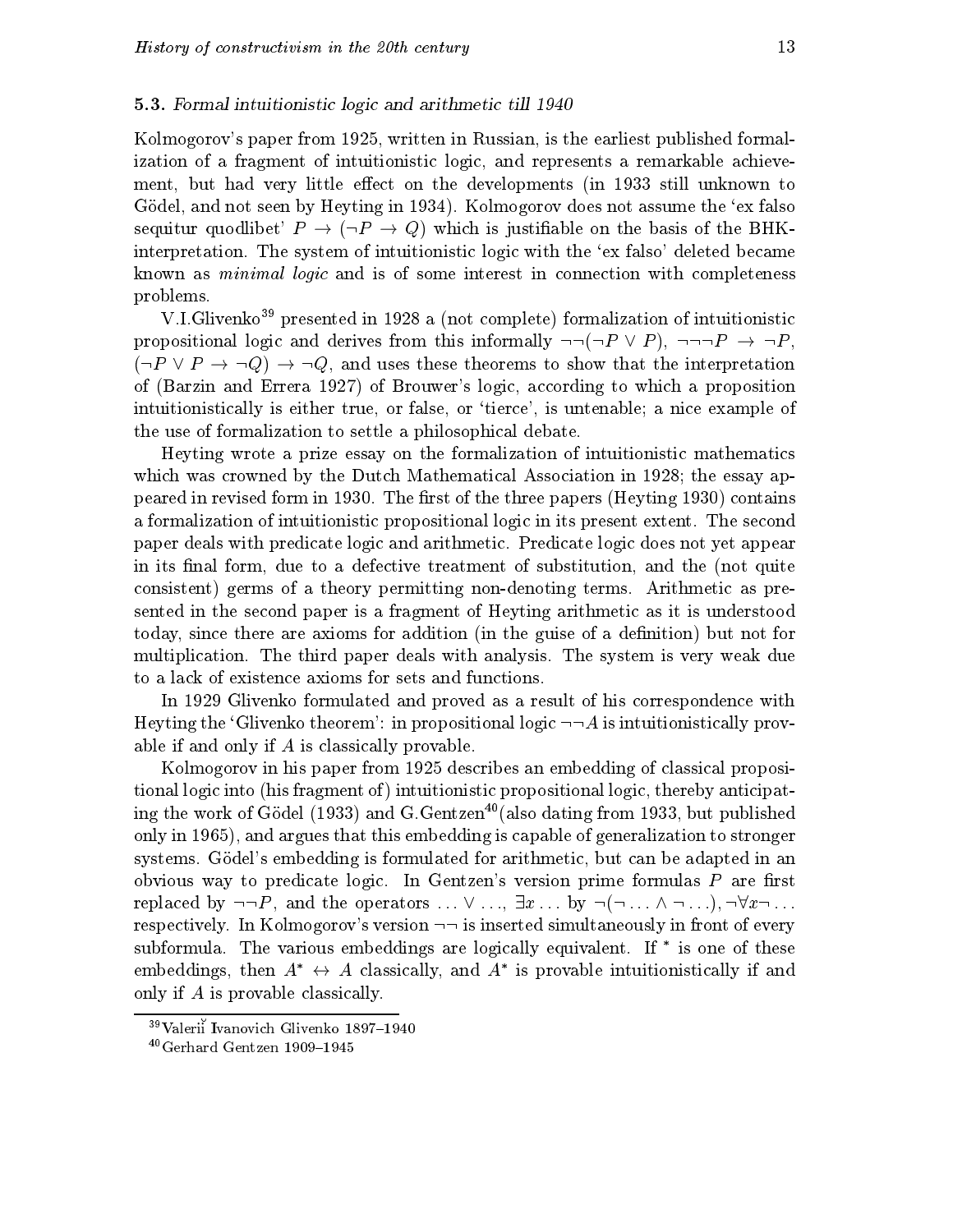### 5.3. *Formal intuitionistic logic and arithmetic till 1940*

Kolmogorov's paper from 1925, written in Russian, is the earliest published formalization of a fragment of intuitionistic logic, and represents a remarkable achievement, but had very little effect on the developments (in 1933 still unknown to Gödel, and not seen by Heyting in 1934). Kolmogorov does not assume the 'ex falso sequitur quodlibet' $P \to (\neg P \to Q)$ which is justifiable on the basis of the BHK-interpretation. The system of intuitionistic logic with the 'ex falso' deleted became known as *minimal logic* and is of some interest in connection with completeness problems.

V.I.Glivenko[39] presented in 1928 a (not complete) formalization of intuitionistic propositional logic and derives from this informally $\neg\neg(\neg P \vee P)$, $\neg\neg\neg P \to \neg P$, $(\neg P \vee P \to \neg Q) \to \neg Q$, and uses these theorems to show that the interpretation of (Barzin and Errera 1927) of Brouwer's logic, according to which a proposition intuitionistically is either true, or false, or 'tierce', is untenable; a nice example of the use of formalization to settle a philosophical debate.

Heyting wrote a prize essay on the formalization of intuitionistic mathematics which was crowned by the Dutch Mathematical Association in 1928; the essay appeared in revised form in 1930. The first of the three papers (Heyting 1930) contains a formalization of intuitionistic propositional logic in its present extent. The second paper deals with predicate logic and arithmetic. Predicate logic does not yet appear in its final form, due to a defective treatment of substitution, and the (not quite consistent) germs of a theory permitting non-denoting terms. Arithmetic as presented in the second paper is a fragment of Heyting arithmetic as it is understood today, since there are axioms for addition (in the guise of a definition) but not for multiplication. The third paper deals with analysis. The system is very weak due to a lack of existence axioms for sets and functions.

In 1929 Glivenko formulated and proved as a result of his correspondence with Heyting the 'Glivenko theorem': in propositional logic $\neg\neg A$ is intuitionistically provable if and only if $A$ is classically provable.

Kolmogorov in his paper from 1925 describes an embedding of classical propositional logic into (his fragment of) intuitionistic propositional logic, thereby anticipating the work of Gödel (1933) and G.Gentzen[40] (also dating from 1933, but published only in 1965), and argues that this embedding is capable of generalization to stronger systems. Gödel's embedding is formulated for arithmetic, but can be adapted in an obvious way to predicate logic. In Gentzen's version prime formulas $P$ are first replaced by $\neg\neg P$, and the operators $\ldots \vee \ldots$, $\exists x \ldots$ by $\neg(\neg \ldots \wedge \neg \ldots)$, $\neg\forall x \neg \ldots$ respectively. In Kolmogorov's version $\neg\neg$ is inserted simultaneously in front of every subformula. The various embeddings are logically equivalent. If $^*$ is one of these embeddings, then $A^* \leftrightarrow A$ classically, and $A^*$ is provable intuitionistically if and only if $A$ is provable classically.

---

[39] Valeriĭ Ivanovich Glivenko 1897–1940

[40] Gerhard Gentzen 1909–1945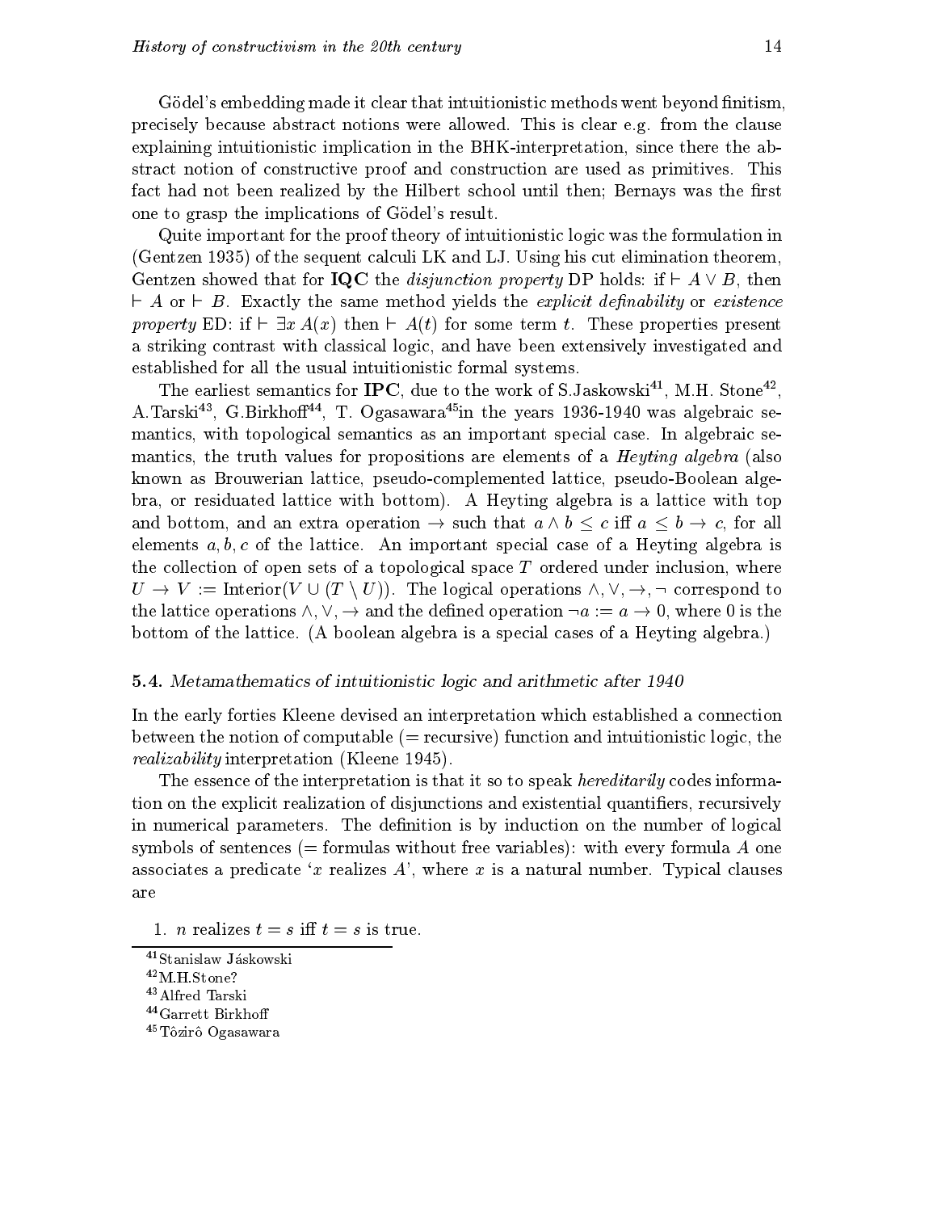Gödel's embedding made it clear that intuitionistic methods went beyond finitism, precisely because abstract notions were allowed. This is clear e.g. from the clause explaining intuitionistic implication in the BHK-interpretation, since there the abstract notion of constructive proof and construction are used as primitives. This fact had not been realized by the Hilbert school until then; Bernays was the first one to grasp the implications of Gödel's result.

Quite important for the proof theory of intuitionistic logic was the formulation in (Gentzen 1935) of the sequent calculi LK and LJ. Using his cut elimination theorem, Gentzen showed that for **IQC** the *disjunction property* DP holds: if $\vdash A \vee B$, then $\vdash A$ or $\vdash B$. Exactly the same method yields the *explicit definability* or *existence property* ED: if $\vdash \exists x\, A(x)$ then $\vdash A(t)$ for some term $t$. These properties present a striking contrast with classical logic, and have been extensively investigated and established for all the usual intuitionistic formal systems.

The earliest semantics for **IPC**, due to the work of S.Jaskowski[41], M.H. Stone[42], A.Tarski[43], G.Birkhoff[44], T. Ogasawara[45]in the years 1936-1940 was algebraic semantics, with topological semantics as an important special case. In algebraic semantics, the truth values for propositions are elements of a *Heyting algebra* (also known as Brouwerian lattice, pseudo-complemented lattice, pseudo-Boolean algebra, or residuated lattice with bottom). A Heyting algebra is a lattice with top and bottom, and an extra operation $\to$ such that $a \wedge b \leq c$ iff $a \leq b \to c$, for all elements $a, b, c$ of the lattice. An important special case of a Heyting algebra is the collection of open sets of a topological space $T$ ordered under inclusion, where $U \to V := \text{Interior}(V \cup (T \setminus U))$. The logical operations $\wedge, \vee, \to, \neg$ correspond to the lattice operations $\wedge, \vee, \to$ and the defined operation $\neg a := a \to 0$, where 0 is the bottom of the lattice. (A boolean algebra is a special cases of a Heyting algebra.)

### 5.4. *Metamathematics of intuitionistic logic and arithmetic after 1940*

In the early forties Kleene devised an interpretation which established a connection between the notion of computable (= recursive) function and intuitionistic logic, the *realizability* interpretation (Kleene 1945).

The essence of the interpretation is that it so to speak *hereditarily* codes information on the explicit realization of disjunctions and existential quantifiers, recursively in numerical parameters. The definition is by induction on the number of logical symbols of sentences (= formulas without free variables): with every formula $A$ one associates a predicate '$x$ realizes $A$', where $x$ is a natural number. Typical clauses are

1. $n$ realizes $t = s$ iff $t = s$ is true.

---

[41] Stanislaw Jáskowski

[42] M.H.Stone?

[43] Alfred Tarski

[44] Garrett Birkhoff

[45] Tôzirô Ogasawara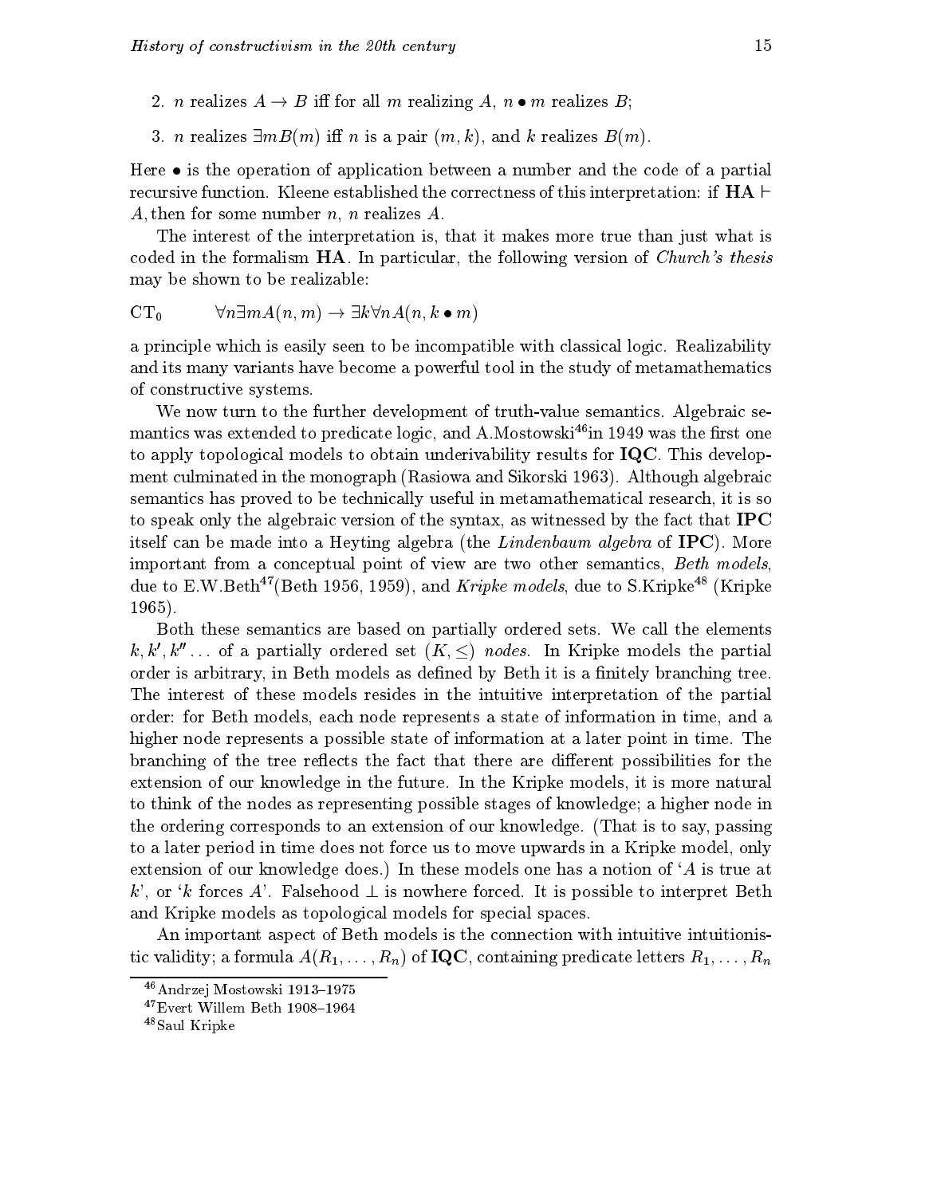2. $n$ realizes $A \to B$ iff for all $m$ realizing $A$, $n \bullet m$ realizes $B$;

3. $n$ realizes $\exists m B(m)$ iff $n$ is a pair $(m, k)$, and $k$ realizes $B(m)$.

Here $\bullet$ is the operation of application between a number and the code of a partial recursive function. Kleene established the correctness of this interpretation: if $\mathbf{HA} \vdash A$, then for some number $n$, $n$ realizes $A$.

The interest of the interpretation is, that it makes more true than just what is coded in the formalism **HA**. In particular, the following version of *Church's thesis* may be shown to be realizable:

$$\mathrm{CT}_0 \qquad \forall n \exists m A(n, m) \to \exists k \forall n A(n, k \bullet m)$$

a principle which is easily seen to be incompatible with classical logic. Realizability and its many variants have become a powerful tool in the study of metamathematics of constructive systems.

We now turn to the further development of truth-value semantics. Algebraic semantics was extended to predicate logic, and A.Mostowski[46] in 1949 was the first one to apply topological models to obtain underivability results for **IQC**. This development culminated in the monograph (Rasiowa and Sikorski 1963). Although algebraic semantics has proved to be technically useful in metamathematical research, it is so to speak only the algebraic version of the syntax, as witnessed by the fact that **IPC** itself can be made into a Heyting algebra (the *Lindenbaum algebra* of **IPC**). More important from a conceptual point of view are two other semantics, *Beth models*, due to E.W.Beth[47] (Beth 1956, 1959), and *Kripke models*, due to S.Kripke[48] (Kripke 1965).

Both these semantics are based on partially ordered sets. We call the elements $k, k', k'' \ldots$ of a partially ordered set $(K, \leq)$ *nodes*. In Kripke models the partial order is arbitrary, in Beth models as defined by Beth it is a finitely branching tree. The interest of these models resides in the intuitive interpretation of the partial order: for Beth models, each node represents a state of information in time, and a higher node represents a possible state of information at a later point in time. The branching of the tree reflects the fact that there are different possibilities for the extension of our knowledge in the future. In the Kripke models, it is more natural to think of the nodes as representing possible stages of knowledge; a higher node in the ordering corresponds to an extension of our knowledge. (That is to say, passing to a later period in time does not force us to move upwards in a Kripke model, only extension of our knowledge does.) In these models one has a notion of '$A$ is true at $k$', or '$k$ forces $A$'. Falsehood $\bot$ is nowhere forced. It is possible to interpret Beth and Kripke models as topological models for special spaces.

An important aspect of Beth models is the connection with intuitive intuitionistic validity; a formula $A(R_1, \ldots, R_n)$ of **IQC**, containing predicate letters $R_1, \ldots, R_n$

---

[46] Andrzej Mostowski 1913–1975

[47] Evert Willem Beth 1908–1964

[48] Saul Kripke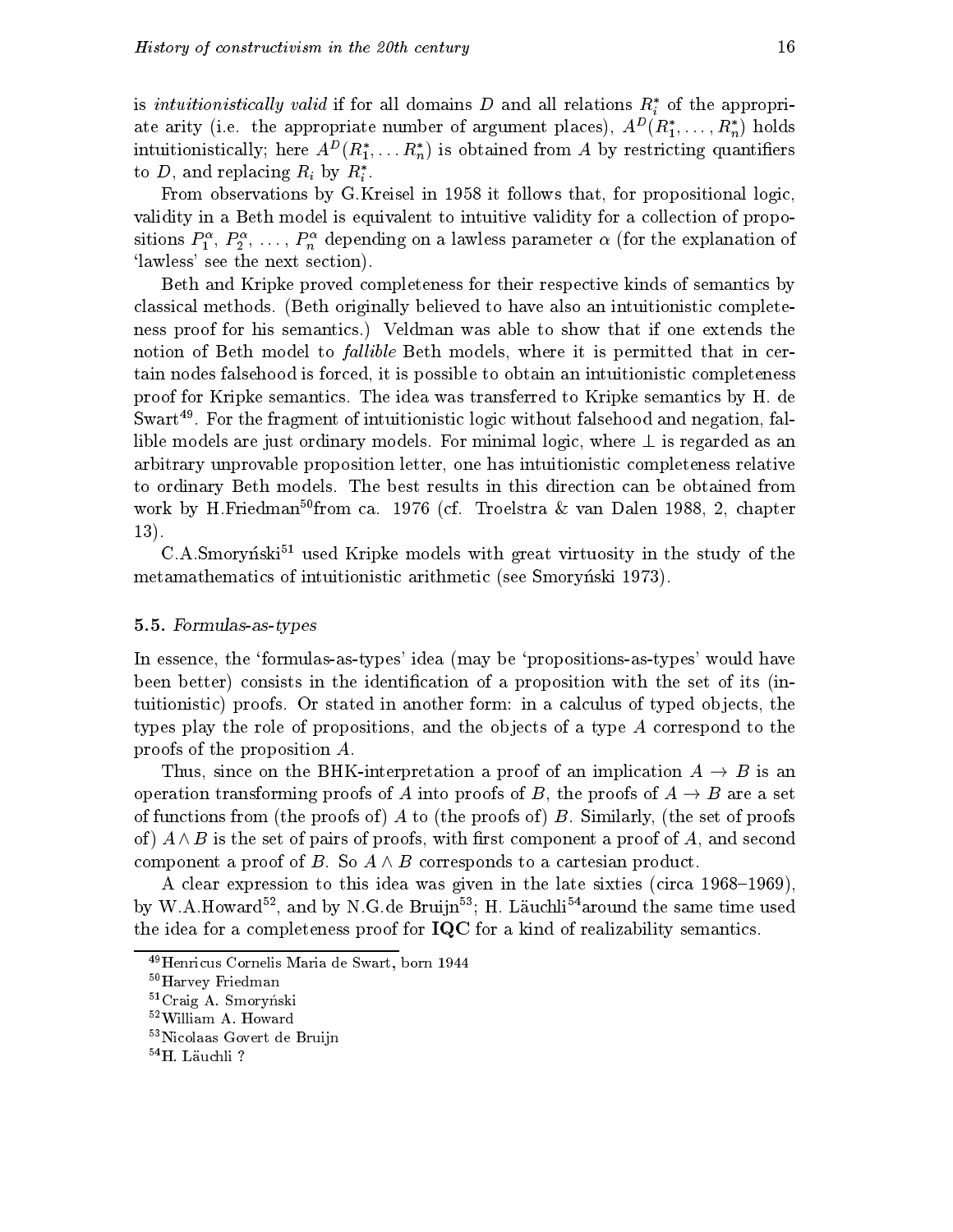is *intuitionistically valid* if for all domains $D$ and all relations $R_i^*$ of the appropriate arity (i.e. the appropriate number of argument places), $A^D(R_1^*, \ldots, R_n^*)$ holds intuitionistically; here $A^D(R_1^*, \ldots R_n^*)$ is obtained from $A$ by restricting quantifiers to $D$, and replacing $R_i$ by $R_i^*$.

From observations by G.Kreisel in 1958 it follows that, for propositional logic, validity in a Beth model is equivalent to intuitive validity for a collection of propositions $P_1^\alpha$, $P_2^\alpha$, ..., $P_n^\alpha$ depending on a lawless parameter $\alpha$ (for the explanation of 'lawless' see the next section).

Beth and Kripke proved completeness for their respective kinds of semantics by classical methods. (Beth originally believed to have also an intuitionistic completeness proof for his semantics.) Veldman was able to show that if one extends the notion of Beth model to *fallible* Beth models, where it is permitted that in certain nodes falsehood is forced, it is possible to obtain an intuitionistic completeness proof for Kripke semantics. The idea was transferred to Kripke semantics by H. de Swart[49]. For the fragment of intuitionistic logic without falsehood and negation, fallible models are just ordinary models. For minimal logic, where $\perp$ is regarded as an arbitrary unprovable proposition letter, one has intuitionistic completeness relative to ordinary Beth models. The best results in this direction can be obtained from work by H.Friedman[50]from ca. 1976 (cf. Troelstra & van Dalen 1988, 2, chapter 13).

C.A.Smoryński[51] used Kripke models with great virtuosity in the study of the metamathematics of intuitionistic arithmetic (see Smoryński 1973).

### 5.5. *Formulas-as-types*

In essence, the 'formulas-as-types' idea (may be 'propositions-as-types' would have been better) consists in the identification of a proposition with the set of its (intuitionistic) proofs. Or stated in another form: in a calculus of typed objects, the types play the role of propositions, and the objects of a type $A$ correspond to the proofs of the proposition $A$.

Thus, since on the BHK-interpretation a proof of an implication $A \rightarrow B$ is an operation transforming proofs of $A$ into proofs of $B$, the proofs of $A \rightarrow B$ are a set of functions from (the proofs of) $A$ to (the proofs of) $B$. Similarly, (the set of proofs of) $A \wedge B$ is the set of pairs of proofs, with first component a proof of $A$, and second component a proof of $B$. So $A \wedge B$ corresponds to a cartesian product.

A clear expression to this idea was given in the late sixties (circa 1968–1969), by W.A.Howard[52], and by N.G.de Bruijn[53]; H. Läuchli[54]around the same time used the idea for a completeness proof for **IQC** for a kind of realizability semantics.

---

[49] Henricus Cornelis Maria de Swart, born 1944

[50] Harvey Friedman

[51] Craig A. Smoryński

[52] William A. Howard

[53] Nicolaas Govert de Bruijn

[54] H. Läuchli ?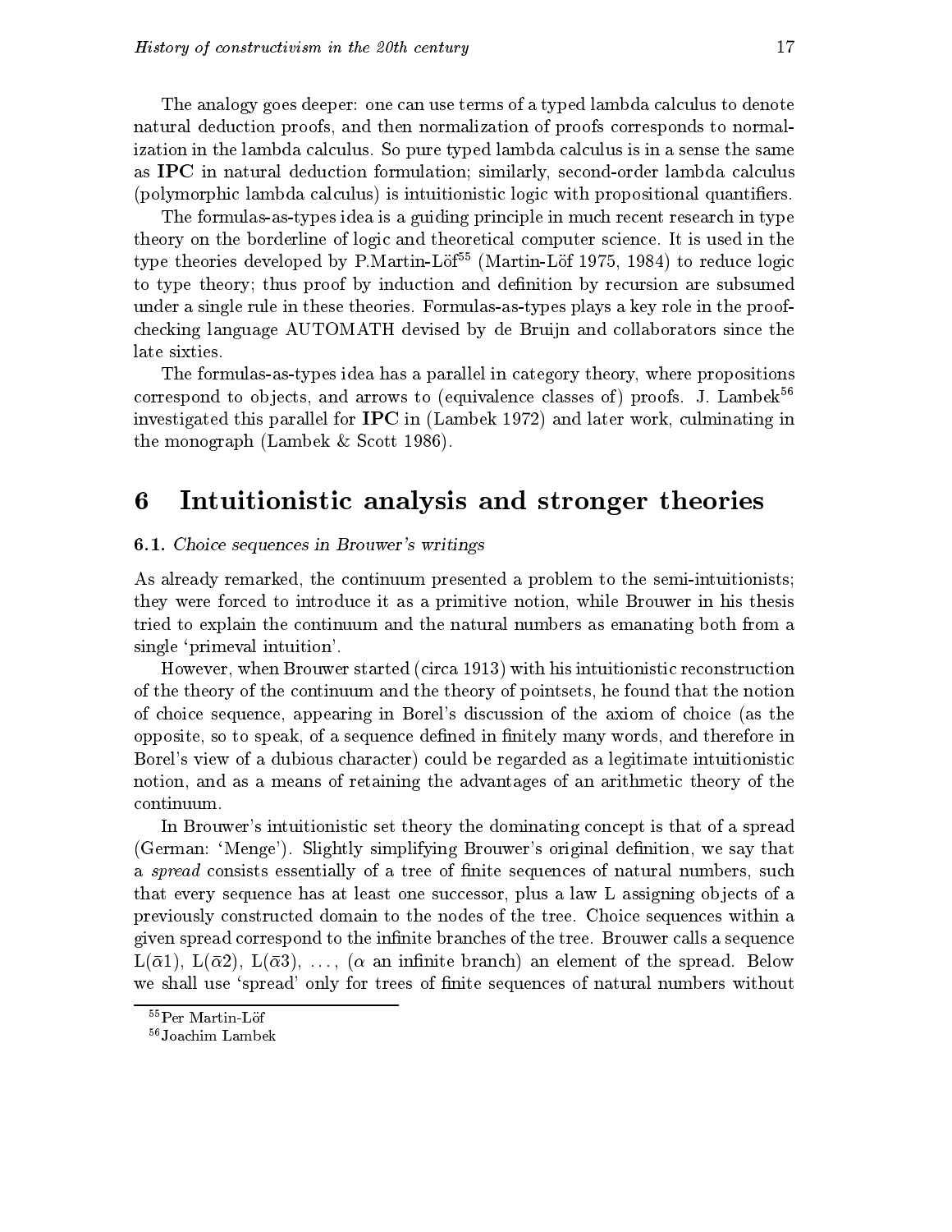The analogy goes deeper: one can use terms of a typed lambda calculus to denote natural deduction proofs, and then normalization of proofs corresponds to normalization in the lambda calculus. So pure typed lambda calculus is in a sense the same as **IPC** in natural deduction formulation; similarly, second-order lambda calculus (polymorphic lambda calculus) is intuitionistic logic with propositional quantifiers.

The formulas-as-types idea is a guiding principle in much recent research in type theory on the borderline of logic and theoretical computer science. It is used in the type theories developed by P.Martin-Löf[55] (Martin-Löf 1975, 1984) to reduce logic to type theory; thus proof by induction and definition by recursion are subsumed under a single rule in these theories. Formulas-as-types plays a key role in the proof-checking language AUTOMATH devised by de Bruijn and collaborators since the late sixties.

The formulas-as-types idea has a parallel in category theory, where propositions correspond to objects, and arrows to (equivalence classes of) proofs. J. Lambek[56] investigated this parallel for **IPC** in (Lambek 1972) and later work, culminating in the monograph (Lambek & Scott 1986).

# 6 Intuitionistic analysis and stronger theories

**6.1.** *Choice sequences in Brouwer's writings*

As already remarked, the continuum presented a problem to the semi-intuitionists; they were forced to introduce it as a primitive notion, while Brouwer in his thesis tried to explain the continuum and the natural numbers as emanating both from a single 'primeval intuition'.

However, when Brouwer started (circa 1913) with his intuitionistic reconstruction of the theory of the continuum and the theory of pointsets, he found that the notion of choice sequence, appearing in Borel's discussion of the axiom of choice (as the opposite, so to speak, of a sequence defined in finitely many words, and therefore in Borel's view of a dubious character) could be regarded as a legitimate intuitionistic notion, and as a means of retaining the advantages of an arithmetic theory of the continuum.

In Brouwer's intuitionistic set theory the dominating concept is that of a spread (German: 'Menge'). Slightly simplifying Brouwer's original definition, we say that a *spread* consists essentially of a tree of finite sequences of natural numbers, such that every sequence has at least one successor, plus a law L assigning objects of a previously constructed domain to the nodes of the tree. Choice sequences within a given spread correspond to the infinite branches of the tree. Brouwer calls a sequence $\mathrm{L}(\bar{\alpha}1)$, $\mathrm{L}(\bar{\alpha}2)$, $\mathrm{L}(\bar{\alpha}3)$, $\ldots$, ($\alpha$ an infinite branch) an element of the spread. Below we shall use 'spread' only for trees of finite sequences of natural numbers without

[55] Per Martin-Löf

[56] Joachim Lambek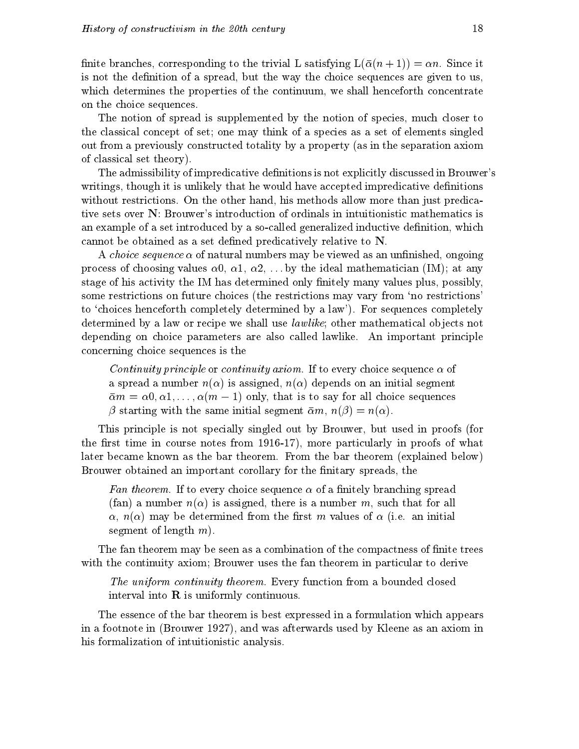finite branches, corresponding to the trivial L satisfying $L(\bar{\alpha}(n+1)) = \alpha n$. Since it is not the definition of a spread, but the way the choice sequences are given to us, which determines the properties of the continuum, we shall henceforth concentrate on the choice sequences.

The notion of spread is supplemented by the notion of species, much closer to the classical concept of set; one may think of a species as a set of elements singled out from a previously constructed totality by a property (as in the separation axiom of classical set theory).

The admissibility of impredicative definitions is not explicitly discussed in Brouwer's writings, though it is unlikely that he would have accepted impredicative definitions without restrictions. On the other hand, his methods allow more than just predicative sets over $\mathbf{N}$: Brouwer's introduction of ordinals in intuitionistic mathematics is an example of a set introduced by a so-called generalized inductive definition, which cannot be obtained as a set defined predicatively relative to $\mathbf{N}$.

A *choice sequence* $\alpha$ of natural numbers may be viewed as an unfinished, ongoing process of choosing values $\alpha 0$, $\alpha 1$, $\alpha 2$, ... by the ideal mathematician (IM); at any stage of his activity the IM has determined only finitely many values plus, possibly, some restrictions on future choices (the restrictions may vary from 'no restrictions' to 'choices henceforth completely determined by a law'). For sequences completely determined by a law or recipe we shall use *lawlike*; other mathematical objects not depending on choice parameters are also called lawlike. An important principle concerning choice sequences is the

> *Continuity principle* or *continuity axiom.* If to every choice sequence $\alpha$ of a spread a number $n(\alpha)$ is assigned, $n(\alpha)$ depends on an initial segment $\bar{\alpha}m = \alpha 0, \alpha 1, \ldots, \alpha(m-1)$ only, that is to say for all choice sequences $\beta$ starting with the same initial segment $\bar{\alpha}m$, $n(\beta) = n(\alpha)$.

This principle is not specially singled out by Brouwer, but used in proofs (for the first time in course notes from 1916-17), more particularly in proofs of what later became known as the bar theorem. From the bar theorem (explained below) Brouwer obtained an important corollary for the finitary spreads, the

> *Fan theorem.* If to every choice sequence $\alpha$ of a finitely branching spread (fan) a number $n(\alpha)$ is assigned, there is a number $m$, such that for all $\alpha$, $n(\alpha)$ may be determined from the first $m$ values of $\alpha$ (i.e. an initial segment of length $m$).

The fan theorem may be seen as a combination of the compactness of finite trees with the continuity axiom; Brouwer uses the fan theorem in particular to derive

> *The uniform continuity theorem.* Every function from a bounded closed interval into $\mathbf{R}$ is uniformly continuous.

The essence of the bar theorem is best expressed in a formulation which appears in a footnote in (Brouwer 1927), and was afterwards used by Kleene as an axiom in his formalization of intuitionistic analysis.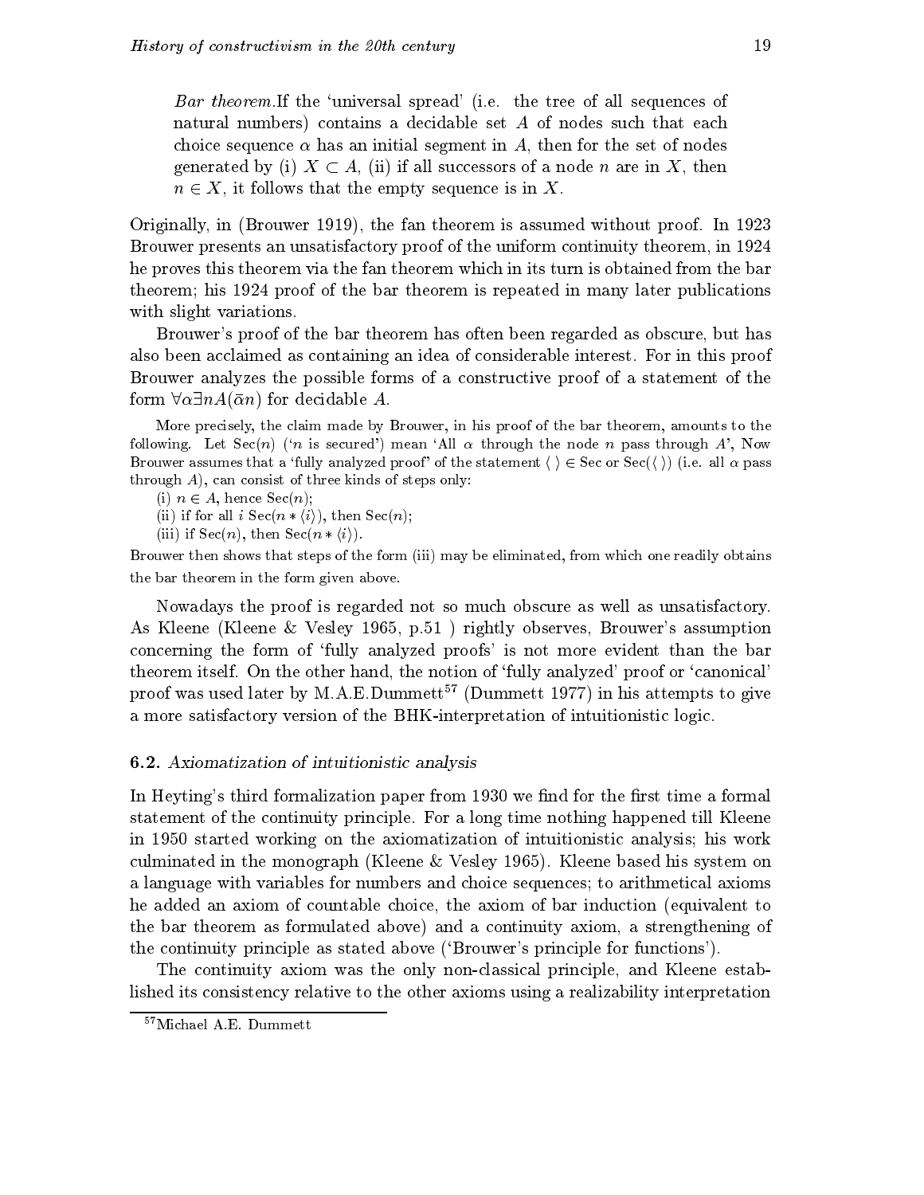*Bar theorem.* If the 'universal spread' (i.e. the tree of all sequences of natural numbers) contains a decidable set $A$ of nodes such that each choice sequence $\alpha$ has an initial segment in $A$, then for the set of nodes generated by (i) $X \subset A$, (ii) if all successors of a node $n$ are in $X$, then $n \in X$, it follows that the empty sequence is in $X$.

Originally, in (Brouwer 1919), the fan theorem is assumed without proof. In 1923 Brouwer presents an unsatisfactory proof of the uniform continuity theorem, in 1924 he proves this theorem via the fan theorem which in its turn is obtained from the bar theorem; his 1924 proof of the bar theorem is repeated in many later publications with slight variations.

Brouwer's proof of the bar theorem has often been regarded as obscure, but has also been acclaimed as containing an idea of considerable interest. For in this proof Brouwer analyzes the possible forms of a constructive proof of a statement of the form $\forall \alpha \exists n A(\bar{\alpha} n)$ for decidable $A$.

More precisely, the claim made by Brouwer, in his proof of the bar theorem, amounts to the following. Let $\mathrm{Sec}(n)$ ('$n$ is secured') mean 'All $\alpha$ through the node $n$ pass through $A$', Now Brouwer assumes that a 'fully analyzed proof' of the statement $\langle\,\rangle \in \mathrm{Sec}$ or $\mathrm{Sec}(\langle\,\rangle)$ (i.e. all $\alpha$ pass through $A$), can consist of three kinds of steps only:

(i) $n \in A$, hence $\mathrm{Sec}(n)$;

(ii) if for all $i$ $\mathrm{Sec}(n * \langle i \rangle)$, then $\mathrm{Sec}(n)$;

(iii) if $\mathrm{Sec}(n)$, then $\mathrm{Sec}(n * \langle i \rangle)$.

Brouwer then shows that steps of the form (iii) may be eliminated, from which one readily obtains the bar theorem in the form given above.

Nowadays the proof is regarded not so much obscure as well as unsatisfactory. As Kleene (Kleene & Vesley 1965, p.51 ) rightly observes, Brouwer's assumption concerning the form of 'fully analyzed proofs' is not more evident than the bar theorem itself. On the other hand, the notion of 'fully analyzed' proof or 'canonical' proof was used later by M.A.E.Dummett[57] (Dummett 1977) in his attempts to give a more satisfactory version of the BHK-interpretation of intuitionistic logic.

### 6.2. *Axiomatization of intuitionistic analysis*

In Heyting's third formalization paper from 1930 we find for the first time a formal statement of the continuity principle. For a long time nothing happened till Kleene in 1950 started working on the axiomatization of intuitionistic analysis; his work culminated in the monograph (Kleene & Vesley 1965). Kleene based his system on a language with variables for numbers and choice sequences; to arithmetical axioms he added an axiom of countable choice, the axiom of bar induction (equivalent to the bar theorem as formulated above) and a continuity axiom, a strengthening of the continuity principle as stated above ('Brouwer's principle for functions').

The continuity axiom was the only non-classical principle, and Kleene established its consistency relative to the other axioms using a realizability interpretation

[57] Michael A.E. Dummett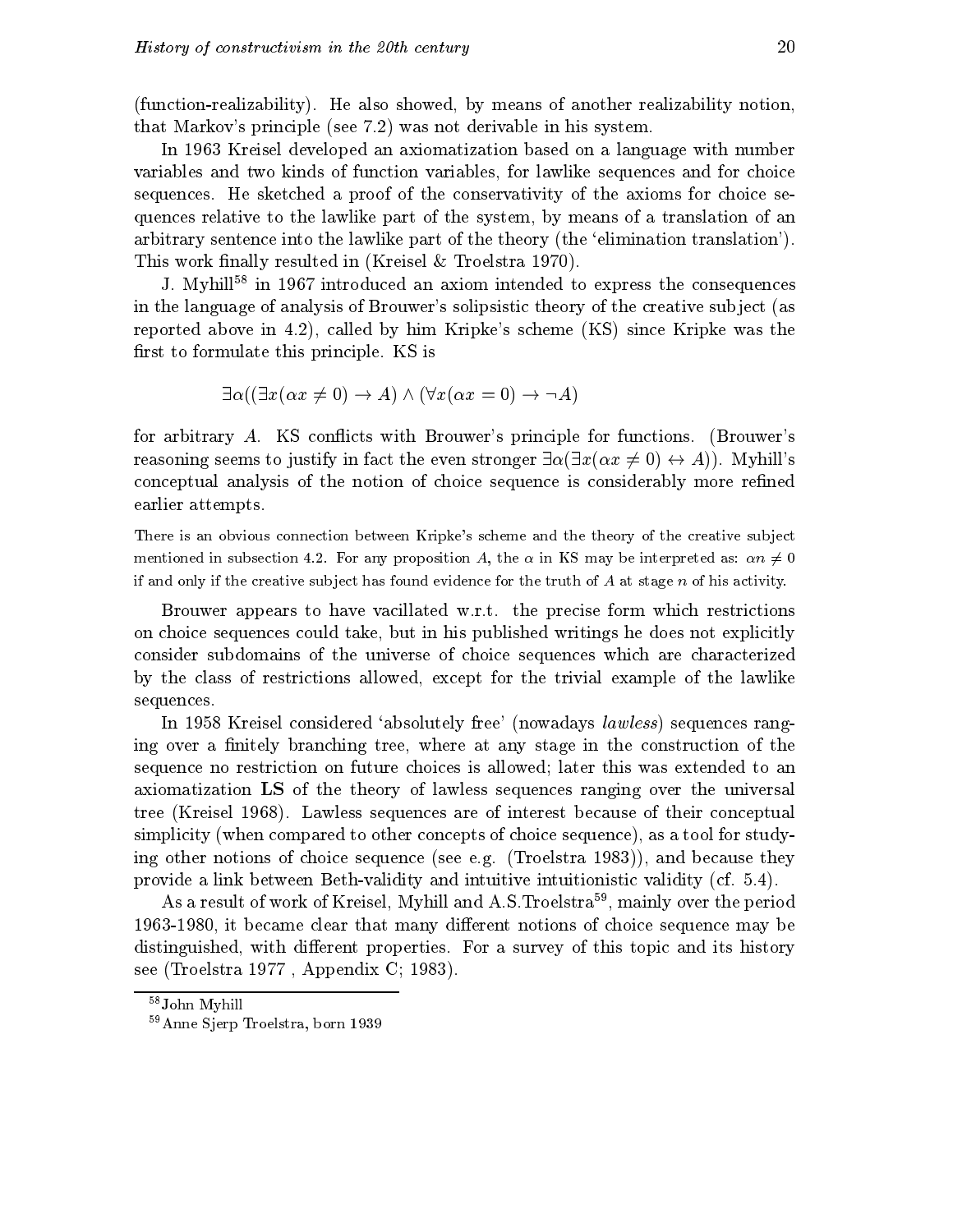(function-realizability). He also showed, by means of another realizability notion, that Markov's principle (see 7.2) was not derivable in his system.

In 1963 Kreisel developed an axiomatization based on a language with number variables and two kinds of function variables, for lawlike sequences and for choice sequences. He sketched a proof of the conservativity of the axioms for choice sequences relative to the lawlike part of the system, by means of a translation of an arbitrary sentence into the lawlike part of the theory (the 'elimination translation'). This work finally resulted in (Kreisel & Troelstra 1970).

J. Myhill[58] in 1967 introduced an axiom intended to express the consequences in the language of analysis of Brouwer's solipsistic theory of the creative subject (as reported above in 4.2), called by him Kripke's scheme (KS) since Kripke was the first to formulate this principle. KS is

$$\exists\alpha((\exists x(\alpha x \neq 0) \to A) \wedge (\forall x(\alpha x = 0) \to \neg A)$$

for arbitrary $A$. KS conflicts with Brouwer's principle for functions. (Brouwer's reasoning seems to justify in fact the even stronger $\exists\alpha(\exists x(\alpha x \neq 0) \leftrightarrow A)$). Myhill's conceptual analysis of the notion of choice sequence is considerably more refined earlier attempts.

There is an obvious connection between Kripke's scheme and the theory of the creative subject mentioned in subsection 4.2. For any proposition $A$, the $\alpha$ in KS may be interpreted as: $\alpha n \neq 0$ if and only if the creative subject has found evidence for the truth of $A$ at stage $n$ of his activity.

Brouwer appears to have vacillated w.r.t. the precise form which restrictions on choice sequences could take, but in his published writings he does not explicitly consider subdomains of the universe of choice sequences which are characterized by the class of restrictions allowed, except for the trivial example of the lawlike sequences.

In 1958 Kreisel considered 'absolutely free' (nowadays *lawless*) sequences ranging over a finitely branching tree, where at any stage in the construction of the sequence no restriction on future choices is allowed; later this was extended to an axiomatization **LS** of the theory of lawless sequences ranging over the universal tree (Kreisel 1968). Lawless sequences are of interest because of their conceptual simplicity (when compared to other concepts of choice sequence), as a tool for studying other notions of choice sequence (see e.g. (Troelstra 1983)), and because they provide a link between Beth-validity and intuitive intuitionistic validity (cf. 5.4).

As a result of work of Kreisel, Myhill and A.S.Troelstra[59], mainly over the period 1963-1980, it became clear that many different notions of choice sequence may be distinguished, with different properties. For a survey of this topic and its history see (Troelstra 1977 , Appendix C; 1983).

[58] John Myhill

[59] Anne Sjerp Troelstra, born 1939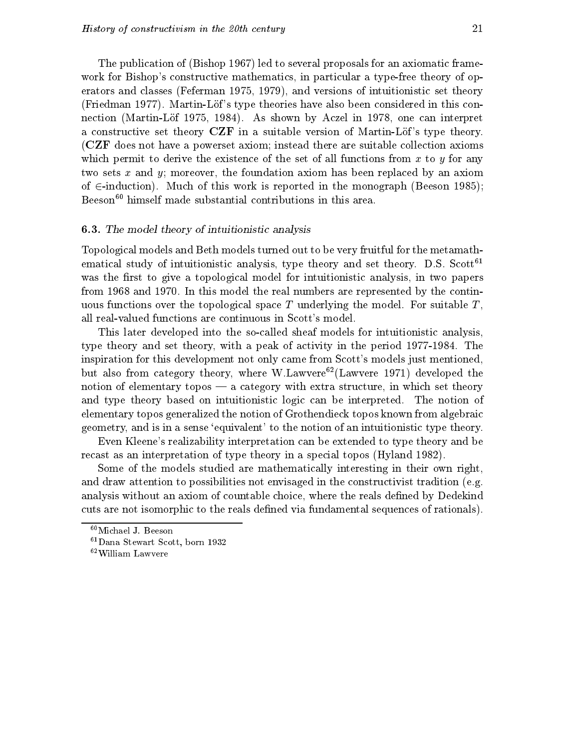The publication of (Bishop 1967) led to several proposals for an axiomatic framework for Bishop's constructive mathematics, in particular a type-free theory of operators and classes (Feferman 1975, 1979), and versions of intuitionistic set theory (Friedman 1977). Martin-Löf's type theories have also been considered in this connection (Martin-Löf 1975, 1984). As shown by Aczel in 1978, one can interpret a constructive set theory **CZF** in a suitable version of Martin-Löf's type theory. (**CZF** does not have a powerset axiom; instead there are suitable collection axioms which permit to derive the existence of the set of all functions from $x$ to $y$ for any two sets $x$ and $y$; moreover, the foundation axiom has been replaced by an axiom of $\in$-induction). Much of this work is reported in the monograph (Beeson 1985); Beeson[60] himself made substantial contributions in this area.

### 6.3. *The model theory of intuitionistic analysis*

Topological models and Beth models turned out to be very fruitful for the metamathematical study of intuitionistic analysis, type theory and set theory. D.S. Scott[61] was the first to give a topological model for intuitionistic analysis, in two papers from 1968 and 1970. In this model the real numbers are represented by the continuous functions over the topological space $T$ underlying the model. For suitable $T$, all real-valued functions are continuous in Scott's model.

This later developed into the so-called sheaf models for intuitionistic analysis, type theory and set theory, with a peak of activity in the period 1977-1984. The inspiration for this development not only came from Scott's models just mentioned, but also from category theory, where W.Lawvere[62](Lawvere 1971) developed the notion of elementary topos — a category with extra structure, in which set theory and type theory based on intuitionistic logic can be interpreted. The notion of elementary topos generalized the notion of Grothendieck topos known from algebraic geometry, and is in a sense 'equivalent' to the notion of an intuitionistic type theory.

Even Kleene's realizability interpretation can be extended to type theory and be recast as an interpretation of type theory in a special topos (Hyland 1982).

Some of the models studied are mathematically interesting in their own right, and draw attention to possibilities not envisaged in the constructivist tradition (e.g. analysis without an axiom of countable choice, where the reals defined by Dedekind cuts are not isomorphic to the reals defined via fundamental sequences of rationals).

---

[60] Michael J. Beeson

[61] Dana Stewart Scott, born 1932

[62] William Lawvere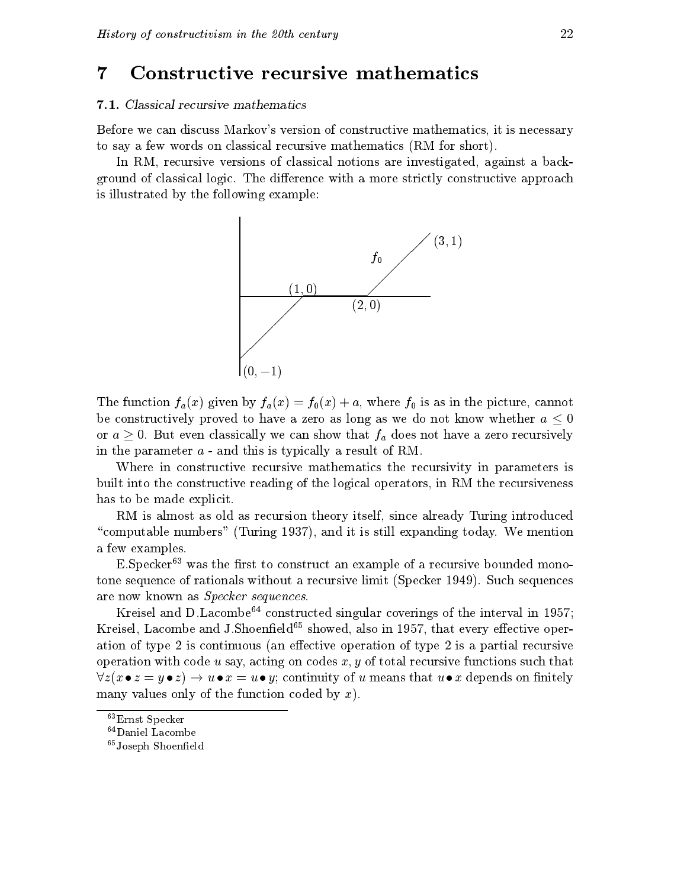# 7 Constructive recursive mathematics

### 7.1. *Classical recursive mathematics*

Before we can discuss Markov's version of constructive mathematics, it is necessary to say a few words on classical recursive mathematics (RM for short).

In RM, recursive versions of classical notions are investigated, against a background of classical logic. The difference with a more strictly constructive approach is illustrated by the following example:

The function $f_a(x)$ given by $f_a(x) = f_0(x) + a$, where $f_0$ is as in the picture, cannot be constructively proved to have a zero as long as we do not know whether $a \leq 0$ or $a \geq 0$. But even classically we can show that $f_a$ does not have a zero recursively in the parameter $a$ - and this is typically a result of RM.

Where in constructive recursive mathematics the recursivity in parameters is built into the constructive reading of the logical operators, in RM the recursiveness has to be made explicit.

RM is almost as old as recursion theory itself, since already Turing introduced "computable numbers" (Turing 1937), and it is still expanding today. We mention a few examples.

E.Specker[63] was the first to construct an example of a recursive bounded monotone sequence of rationals without a recursive limit (Specker 1949). Such sequences are now known as *Specker sequences*.

Kreisel and D.Lacombe[64] constructed singular coverings of the interval in 1957; Kreisel, Lacombe and J.Shoenfield[65] showed, also in 1957, that every effective operation of type 2 is continuous (an effective operation of type 2 is a partial recursive operation with code $u$ say, acting on codes $x, y$ of total recursive functions such that $\forall z(x \bullet z = y \bullet z) \rightarrow u \bullet x = u \bullet y$; continuity of $u$ means that $u \bullet x$ depends on finitely many values only of the function coded by $x$).

[63] Ernst Specker

[64] Daniel Lacombe

[65] Joseph Shoenfield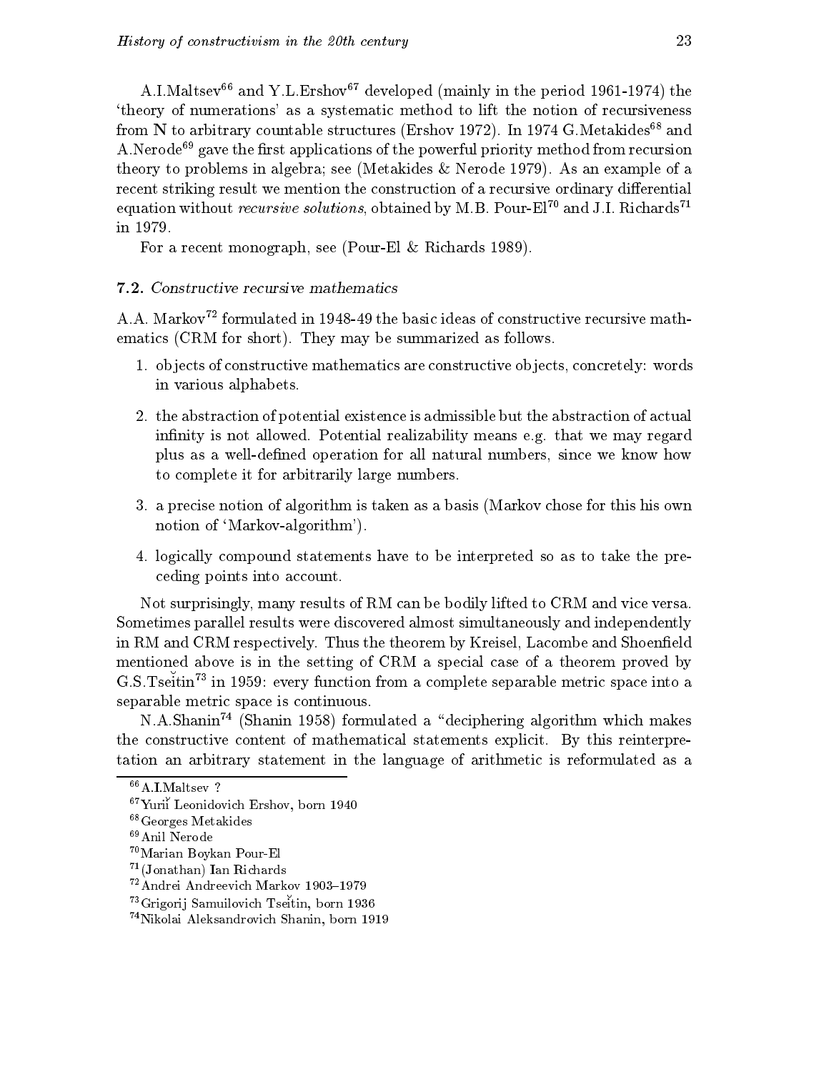A.I.Maltsev[66] and Y.L.Ershov[67] developed (mainly in the period 1961-1974) the 'theory of numerations' as a systematic method to lift the notion of recursiveness from **N** to arbitrary countable structures (Ershov 1972). In 1974 G.Metakides[68] and A.Nerode[69] gave the first applications of the powerful priority method from recursion theory to problems in algebra; see (Metakides & Nerode 1979). As an example of a recent striking result we mention the construction of a recursive ordinary differential equation without *recursive solutions*, obtained by M.B. Pour-El[70] and J.I. Richards[71] in 1979.

For a recent monograph, see (Pour-El & Richards 1989).

### 7.2. *Constructive recursive mathematics*

A.A. Markov[72] formulated in 1948-49 the basic ideas of constructive recursive mathematics (CRM for short). They may be summarized as follows.

1. objects of constructive mathematics are constructive objects, concretely: words in various alphabets.
2. the abstraction of potential existence is admissible but the abstraction of actual infinity is not allowed. Potential realizability means e.g. that we may regard plus as a well-defined operation for all natural numbers, since we know how to complete it for arbitrarily large numbers.
3. a precise notion of algorithm is taken as a basis (Markov chose for this his own notion of 'Markov-algorithm').
4. logically compound statements have to be interpreted so as to take the preceding points into account.

Not surprisingly, many results of RM can be bodily lifted to CRM and vice versa. Sometimes parallel results were discovered almost simultaneously and independently in RM and CRM respectively. Thus the theorem by Kreisel, Lacombe and Shoenfield mentioned above is in the setting of CRM a special case of a theorem proved by G.S.Tseĭtin[73] in 1959: every function from a complete separable metric space into a separable metric space is continuous.

N.A.Shanin[74] (Shanin 1958) formulated a "deciphering algorithm which makes the constructive content of mathematical statements explicit. By this reinterpretation an arbitrary statement in the language of arithmetic is reformulated as a

---

[66] A.I.Maltsev ?

[67] Yuriĭ Leonidovich Ershov, born 1940

[68] Georges Metakides

[69] Anil Nerode

[70] Marian Boykan Pour-El

[71] (Jonathan) Ian Richards

[72] Andrei Andreevich Markov 1903–1979

[73] Grigorij Samuilovich Tseĭtin, born 1936

[74] Nikolai Aleksandrovich Shanin, born 1919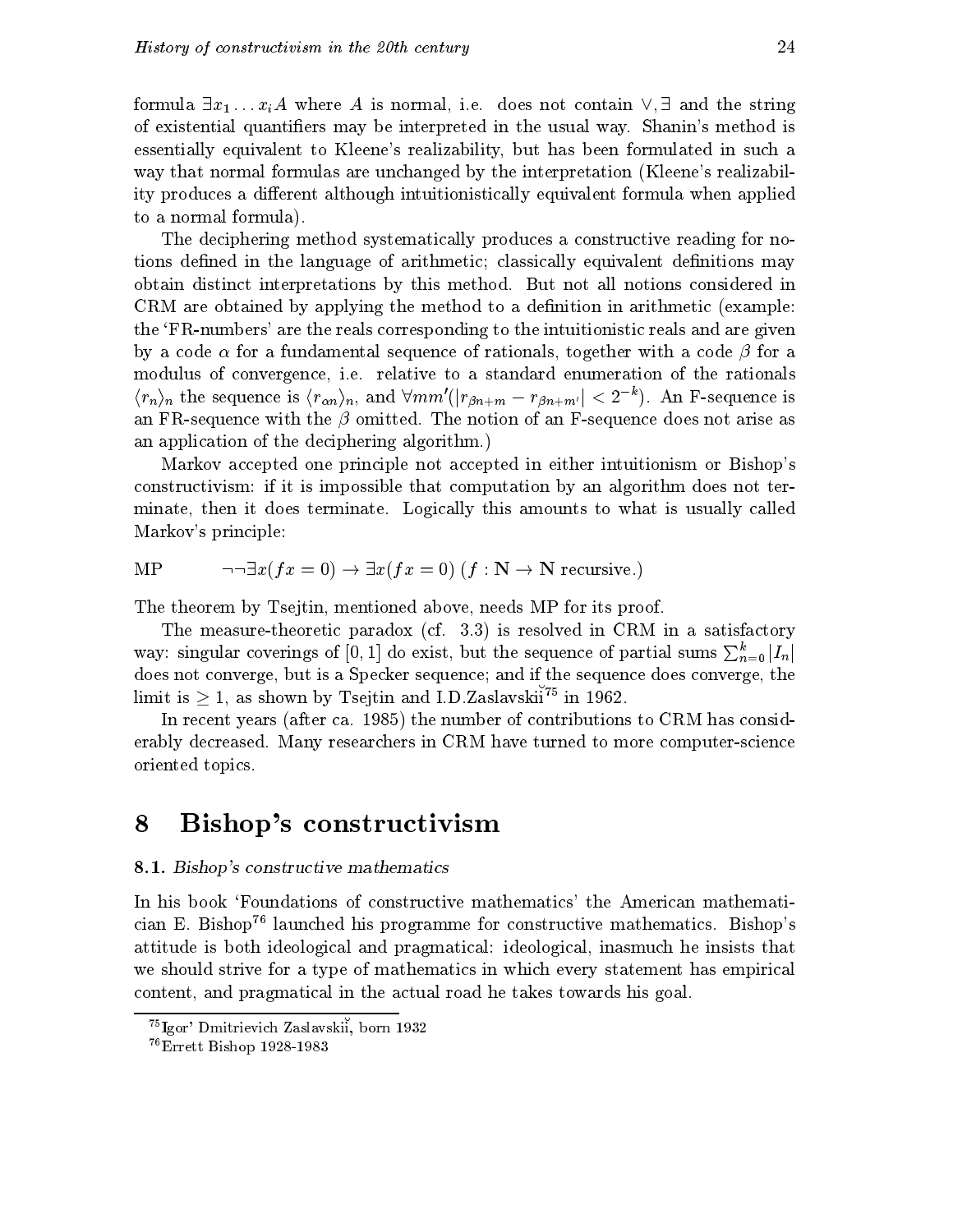formula $\exists x_1 \dots x_i A$ where $A$ is normal, i.e. does not contain $\vee, \exists$ and the string of existential quantifiers may be interpreted in the usual way. Shanin's method is essentially equivalent to Kleene's realizability, but has been formulated in such a way that normal formulas are unchanged by the interpretation (Kleene's realizability produces a different although intuitionistically equivalent formula when applied to a normal formula).

The deciphering method systematically produces a constructive reading for notions defined in the language of arithmetic; classically equivalent definitions may obtain distinct interpretations by this method. But not all notions considered in CRM are obtained by applying the method to a definition in arithmetic (example: the 'FR-numbers' are the reals corresponding to the intuitionistic reals and are given by a code $\alpha$ for a fundamental sequence of rationals, together with a code $\beta$ for a modulus of convergence, i.e. relative to a standard enumeration of the rationals $\langle r_n \rangle_n$ the sequence is $\langle r_{\alpha n} \rangle_n$, and $\forall m m' (|r_{\beta n+m} - r_{\beta n+m'}| < 2^{-k})$. An F-sequence is an FR-sequence with the $\beta$ omitted. The notion of an F-sequence does not arise as an application of the deciphering algorithm.)

Markov accepted one principle not accepted in either intuitionism or Bishop's constructivism: if it is impossible that computation by an algorithm does not terminate, then it does terminate. Logically this amounts to what is usually called Markov's principle:

MP $\qquad \neg\neg\exists x(fx = 0) \to \exists x(fx = 0)$ ($f : \mathbf{N} \to \mathbf{N}$ recursive.)

The theorem by Tsejtin, mentioned above, needs MP for its proof.

The measure-theoretic paradox (cf. 3.3) is resolved in CRM in a satisfactory way: singular coverings of $[0, 1]$ do exist, but the sequence of partial sums $\sum_{n=0}^{k} |I_n|$ does not converge, but is a Specker sequence; and if the sequence does converge, the limit is $\geq 1$, as shown by Tsejtin and I.D.Zaslavskiĭ[75] in 1962.

In recent years (after ca. 1985) the number of contributions to CRM has considerably decreased. Many researchers in CRM have turned to more computer-science oriented topics.

# 8 Bishop's constructivism

### 8.1. *Bishop's constructive mathematics*

In his book 'Foundations of constructive mathematics' the American mathematician E. Bishop[76] launched his programme for constructive mathematics. Bishop's attitude is both ideological and pragmatical: ideological, inasmuch he insists that we should strive for a type of mathematics in which every statement has empirical content, and pragmatical in the actual road he takes towards his goal.

---

[75] Igor' Dmitrievich Zaslavskiĭ, born 1932

[76] Errett Bishop 1928-1983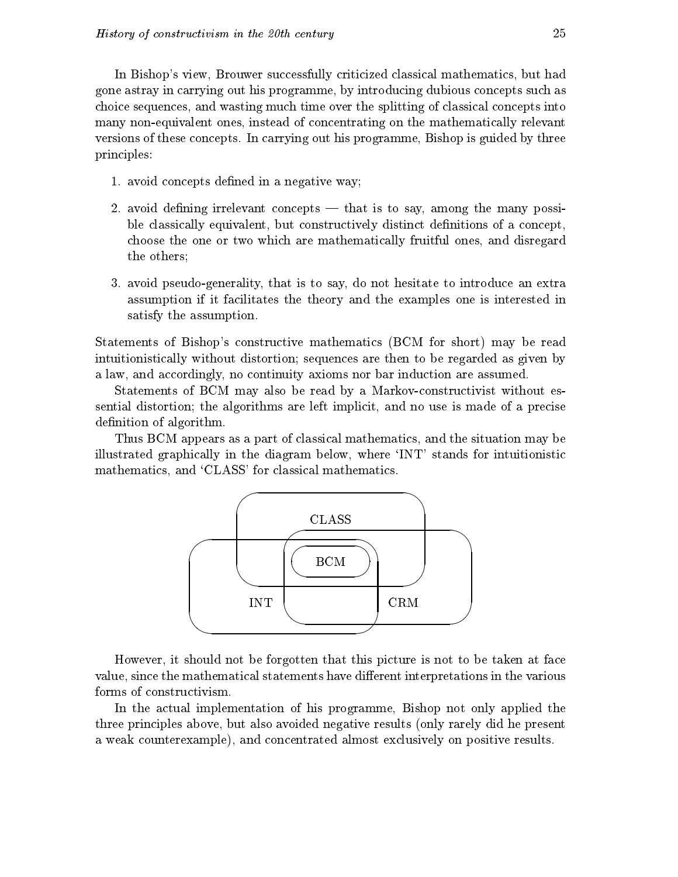In Bishop's view, Brouwer successfully criticized classical mathematics, but had gone astray in carrying out his programme, by introducing dubious concepts such as choice sequences, and wasting much time over the splitting of classical concepts into many non-equivalent ones, instead of concentrating on the mathematically relevant versions of these concepts. In carrying out his programme, Bishop is guided by three principles:

1. avoid concepts defined in a negative way;

2. avoid defining irrelevant concepts — that is to say, among the many possible classically equivalent, but constructively distinct definitions of a concept, choose the one or two which are mathematically fruitful ones, and disregard the others;

3. avoid pseudo-generality, that is to say, do not hesitate to introduce an extra assumption if it facilitates the theory and the examples one is interested in satisfy the assumption.

Statements of Bishop's constructive mathematics (BCM for short) may be read intuitionistically without distortion; sequences are then to be regarded as given by a law, and accordingly, no continuity axioms nor bar induction are assumed.

Statements of BCM may also be read by a Markov-constructivist without essential distortion; the algorithms are left implicit, and no use is made of a precise definition of algorithm.

Thus BCM appears as a part of classical mathematics, and the situation may be illustrated graphically in the diagram below, where 'INT' stands for intuitionistic mathematics, and 'CLASS' for classical mathematics.

CLASS

BCM

INT CRM

However, it should not be forgotten that this picture is not to be taken at face value, since the mathematical statements have different interpretations in the various forms of constructivism.

In the actual implementation of his programme, Bishop not only applied the three principles above, but also avoided negative results (only rarely did he present a weak counterexample), and concentrated almost exclusively on positive results.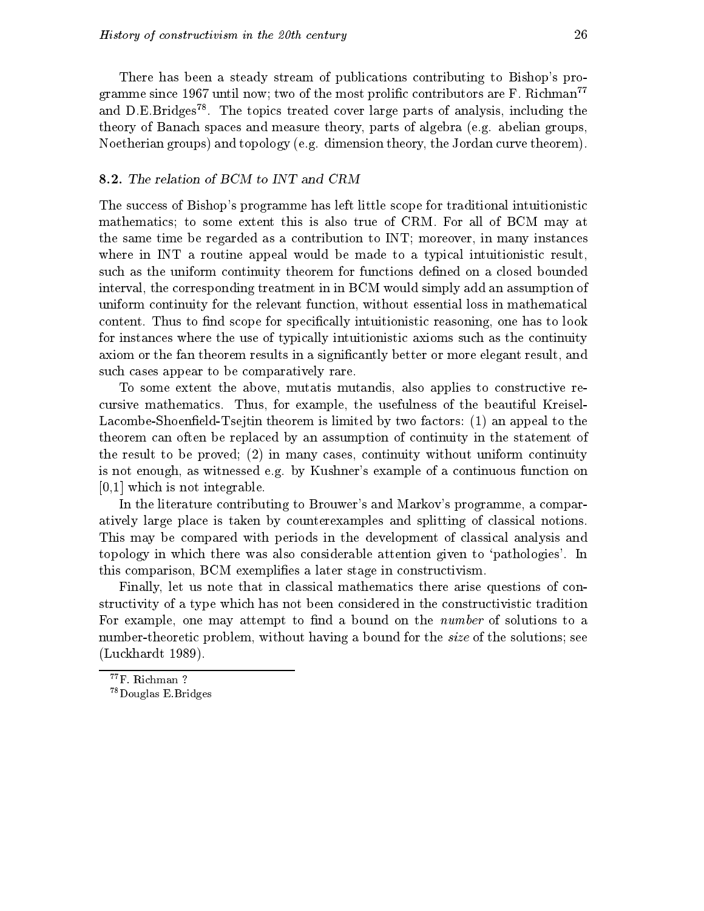There has been a steady stream of publications contributing to Bishop's programme since 1967 until now; two of the most prolific contributors are F. Richman[77] and D.E.Bridges[78]. The topics treated cover large parts of analysis, including the theory of Banach spaces and measure theory, parts of algebra (e.g. abelian groups, Noetherian groups) and topology (e.g. dimension theory, the Jordan curve theorem).

### 8.2. *The relation of BCM to INT and CRM*

The success of Bishop's programme has left little scope for traditional intuitionistic mathematics; to some extent this is also true of CRM. For all of BCM may at the same time be regarded as a contribution to INT; moreover, in many instances where in INT a routine appeal would be made to a typical intuitionistic result, such as the uniform continuity theorem for functions defined on a closed bounded interval, the corresponding treatment in in BCM would simply add an assumption of uniform continuity for the relevant function, without essential loss in mathematical content. Thus to find scope for specifically intuitionistic reasoning, one has to look for instances where the use of typically intuitionistic axioms such as the continuity axiom or the fan theorem results in a significantly better or more elegant result, and such cases appear to be comparatively rare.

To some extent the above, mutatis mutandis, also applies to constructive recursive mathematics. Thus, for example, the usefulness of the beautiful Kreisel-Lacombe-Shoenfield-Tsejtin theorem is limited by two factors: (1) an appeal to the theorem can often be replaced by an assumption of continuity in the statement of the result to be proved; (2) in many cases, continuity without uniform continuity is not enough, as witnessed e.g. by Kushner's example of a continuous function on [0,1] which is not integrable.

In the literature contributing to Brouwer's and Markov's programme, a comparatively large place is taken by counterexamples and splitting of classical notions. This may be compared with periods in the development of classical analysis and topology in which there was also considerable attention given to 'pathologies'. In this comparison, BCM exemplifies a later stage in constructivism.

Finally, let us note that in classical mathematics there arise questions of constructivity of a type which has not been considered in the constructivistic tradition For example, one may attempt to find a bound on the *number* of solutions to a number-theoretic problem, without having a bound for the *size* of the solutions; see (Luckhardt 1989).

---

[77] F. Richman ?

[78] Douglas E.Bridges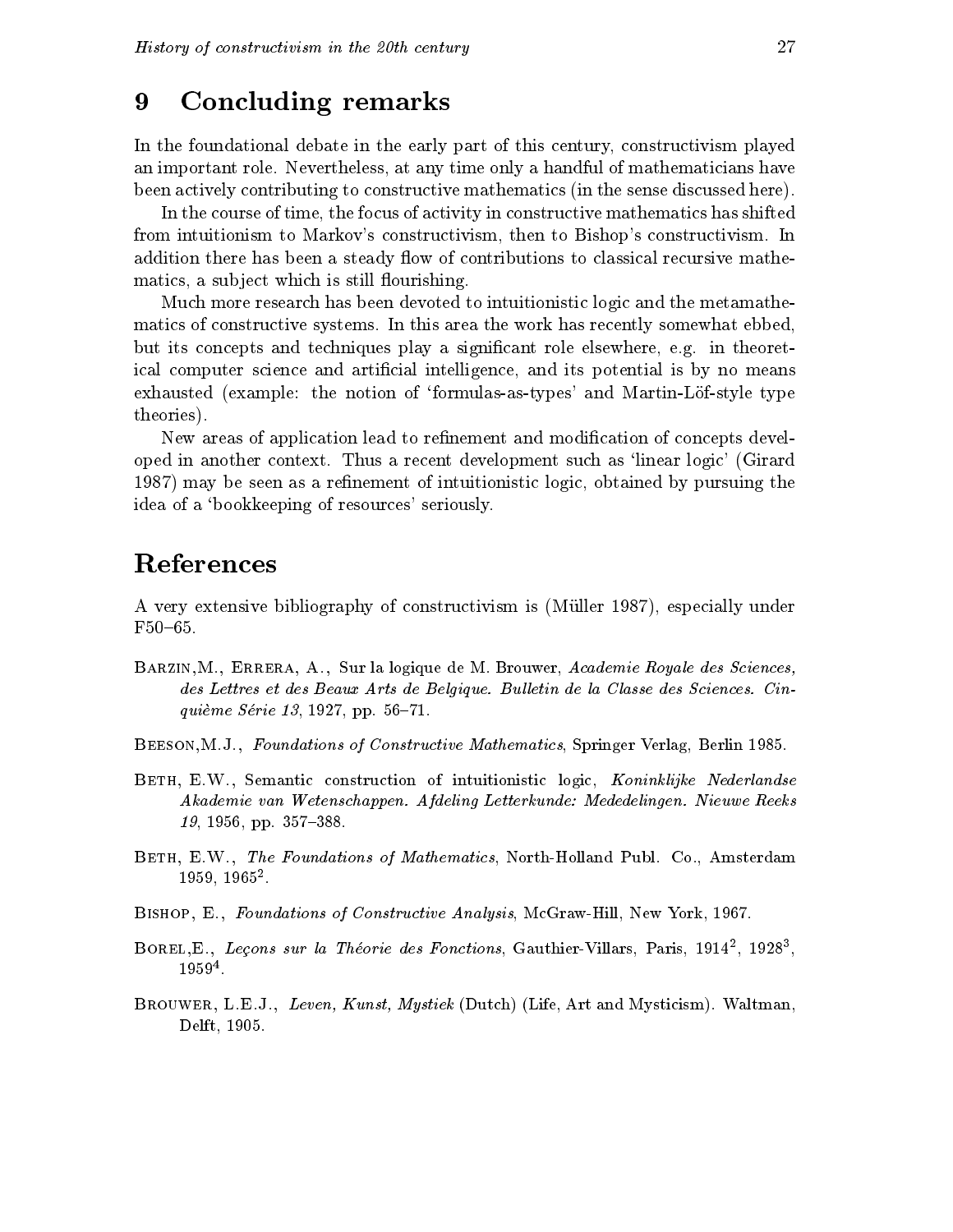## 9 Concluding remarks

In the foundational debate in the early part of this century, constructivism played an important role. Nevertheless, at any time only a handful of mathematicians have been actively contributing to constructive mathematics (in the sense discussed here).

In the course of time, the focus of activity in constructive mathematics has shifted from intuitionism to Markov's constructivism, then to Bishop's constructivism. In addition there has been a steady flow of contributions to classical recursive mathematics, a subject which is still flourishing.

Much more research has been devoted to intuitionistic logic and the metamathematics of constructive systems. In this area the work has recently somewhat ebbed, but its concepts and techniques play a significant role elsewhere, e.g. in theoretical computer science and artificial intelligence, and its potential is by no means exhausted (example: the notion of 'formulas-as-types' and Martin-Löf-style type theories).

New areas of application lead to refinement and modification of concepts developed in another context. Thus a recent development such as 'linear logic' (Girard 1987) may be seen as a refinement of intuitionistic logic, obtained by pursuing the idea of a 'bookkeeping of resources' seriously.

## References

A very extensive bibliography of constructivism is (Müller 1987), especially under F50–65.

Barzin, M., Errera, A., Sur la logique de M. Brouwer, *Academie Royale des Sciences, des Lettres et des Beaux Arts de Belgique. Bulletin de la Classe des Sciences. Cinquième Série 13*, 1927, pp. 56–71.

Beeson, M.J., *Foundations of Constructive Mathematics*, Springer Verlag, Berlin 1985.

Beth, E.W., Semantic construction of intuitionistic logic, *Koninklijke Nederlandse Akademie van Wetenschappen. Afdeling Letterkunde: Mededelingen. Nieuwe Reeks 19*, 1956, pp. 357–388.

Beth, E.W., *The Foundations of Mathematics*, North-Holland Publ. Co., Amsterdam 1959, $1965^2$.

Bishop, E., *Foundations of Constructive Analysis*, McGraw-Hill, New York, 1967.

Borel, E., *Leçons sur la Théorie des Fonctions*, Gauthier-Villars, Paris, $1914^2$, $1928^3$, $1959^4$.

Brouwer, L.E.J., *Leven, Kunst, Mystiek* (Dutch) (Life, Art and Mysticism). Waltman, Delft, 1905.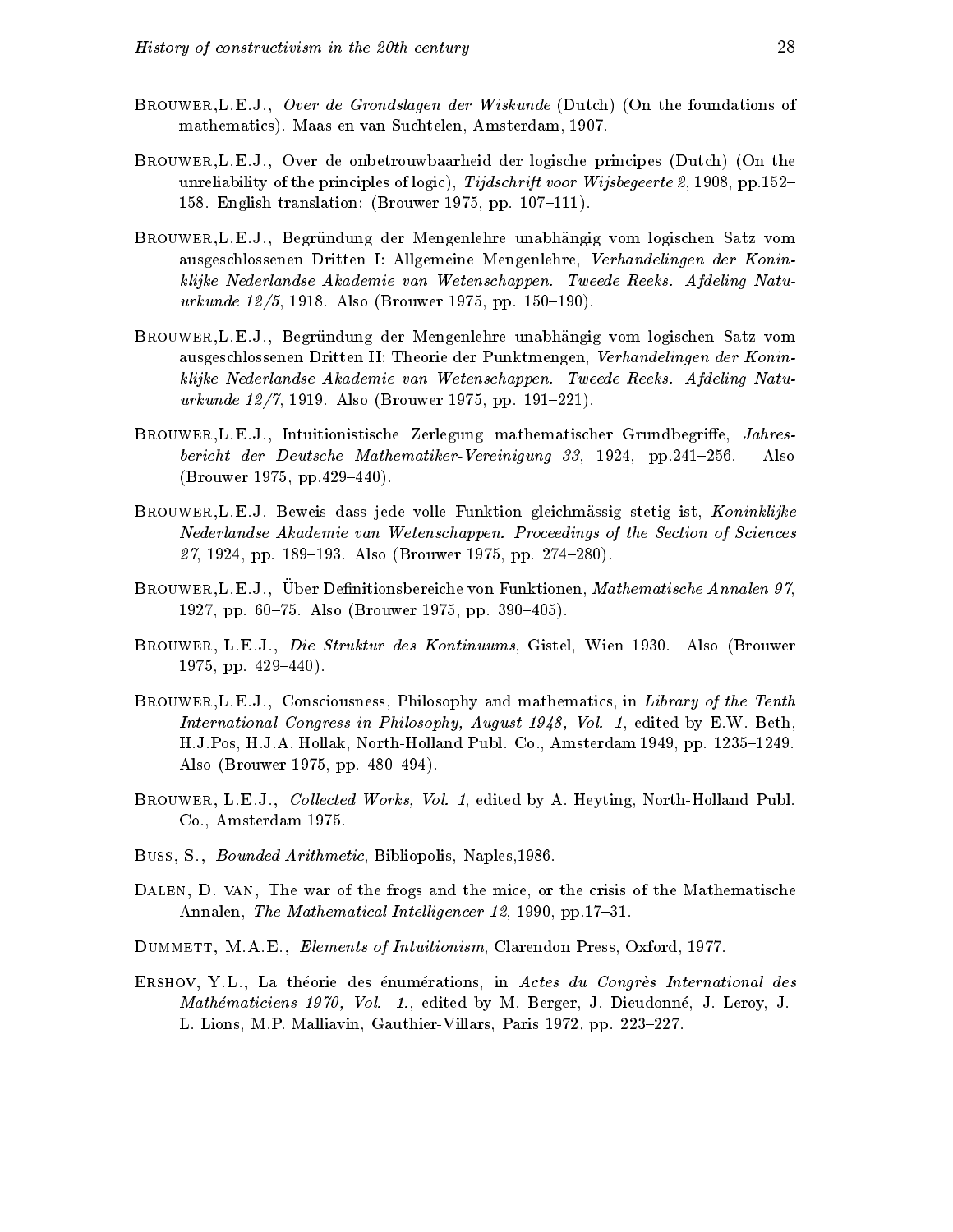Brouwer, L.E.J., *Over de Grondslagen der Wiskunde* (Dutch) (On the foundations of mathematics). Maas en van Suchtelen, Amsterdam, 1907.

Brouwer, L.E.J., Over de onbetrouwbaarheid der logische principes (Dutch) (On the unreliability of the principles of logic), *Tijdschrift voor Wijsbegeerte 2*, 1908, pp.152–158. English translation: (Brouwer 1975, pp. 107–111).

Brouwer, L.E.J., Begründung der Mengenlehre unabhängig vom logischen Satz vom ausgeschlossenen Dritten I: Allgemeine Mengenlehre, *Verhandelingen der Koninklijke Nederlandse Akademie van Wetenschappen. Tweede Reeks. Afdeling Naturkunde 12/5*, 1918. Also (Brouwer 1975, pp. 150–190).

Brouwer, L.E.J., Begründung der Mengenlehre unabhängig vom logischen Satz vom ausgeschlossenen Dritten II: Theorie der Punktmengen, *Verhandelingen der Koninklijke Nederlandse Akademie van Wetenschappen. Tweede Reeks. Afdeling Naturkunde 12/7*, 1919. Also (Brouwer 1975, pp. 191–221).

Brouwer, L.E.J., Intuitionistische Zerlegung mathematischer Grundbegriffe, *Jahresbericht der Deutsche Mathematiker-Vereinigung 33*, 1924, pp.241–256. Also (Brouwer 1975, pp.429–440).

Brouwer, L.E.J. Beweis dass jede volle Funktion gleichmässig stetig ist, *Koninklijke Nederlandse Akademie van Wetenschappen. Proceedings of the Section of Sciences 27*, 1924, pp. 189–193. Also (Brouwer 1975, pp. 274–280).

Brouwer, L.E.J., Über Definitionsbereiche von Funktionen, *Mathematische Annalen 97*, 1927, pp. 60–75. Also (Brouwer 1975, pp. 390–405).

Brouwer, L.E.J., *Die Struktur des Kontinuums*, Gistel, Wien 1930. Also (Brouwer 1975, pp. 429–440).

Brouwer, L.E.J., Consciousness, Philosophy and mathematics, in *Library of the Tenth International Congress in Philosophy, August 1948, Vol. 1*, edited by E.W. Beth, H.J.Pos, H.J.A. Hollak, North-Holland Publ. Co., Amsterdam 1949, pp. 1235–1249. Also (Brouwer 1975, pp. 480–494).

Brouwer, L.E.J., *Collected Works, Vol. 1*, edited by A. Heyting, North-Holland Publ. Co., Amsterdam 1975.

Buss, S., *Bounded Arithmetic*, Bibliopolis, Naples,1986.

Dalen, D. van, The war of the frogs and the mice, or the crisis of the Mathematische Annalen, *The Mathematical Intelligencer 12*, 1990, pp.17–31.

Dummett, M.A.E., *Elements of Intuitionism*, Clarendon Press, Oxford, 1977.

Ershov, Y.L., La théorie des énumérations, in *Actes du Congrès International des Mathématiciens 1970, Vol. 1.*, edited by M. Berger, J. Dieudonné, J. Leroy, J.-L. Lions, M.P. Malliavin, Gauthier-Villars, Paris 1972, pp. 223–227.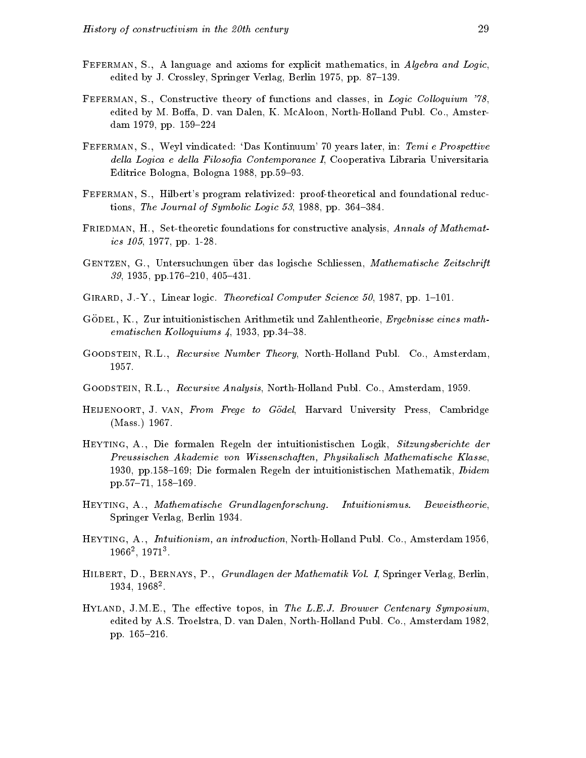Feferman, S., A language and axioms for explicit mathematics, in *Algebra and Logic*, edited by J. Crossley, Springer Verlag, Berlin 1975, pp. 87–139.

Feferman, S., Constructive theory of functions and classes, in *Logic Colloquium '78*, edited by M. Boffa, D. van Dalen, K. McAloon, North-Holland Publ. Co., Amsterdam 1979, pp. 159–224

Feferman, S., Weyl vindicated: 'Das Kontinuum' 70 years later, in: *Temi e Prospettive della Logica e della Filosofia Contemporanee I*, Cooperativa Libraria Universitaria Editrice Bologna, Bologna 1988, pp.59–93.

Feferman, S., Hilbert's program relativized: proof-theoretical and foundational reductions, *The Journal of Symbolic Logic 53*, 1988, pp. 364–384.

Friedman, H., Set-theoretic foundations for constructive analysis, *Annals of Mathematics 105*, 1977, pp. 1-28.

Gentzen, G., Untersuchungen über das logische Schliessen, *Mathematische Zeitschrift 39*, 1935, pp.176–210, 405–431.

Girard, J.-Y., Linear logic. *Theoretical Computer Science 50*, 1987, pp. 1–101.

Gödel, K., Zur intuitionistischen Arithmetik und Zahlentheorie, *Ergebnisse eines mathematischen Kolloquiums 4*, 1933, pp.34–38.

Goodstein, R.L., *Recursive Number Theory*, North-Holland Publ. Co., Amsterdam, 1957.

Goodstein, R.L., *Recursive Analysis*, North-Holland Publ. Co., Amsterdam, 1959.

Heijenoort, J. van, *From Frege to Gödel*, Harvard University Press, Cambridge (Mass.) 1967.

Heyting, A., Die formalen Regeln der intuitionistischen Logik, *Sitzungsberichte der Preussischen Akademie von Wissenschaften, Physikalisch Mathematische Klasse*, 1930, pp.158–169; Die formalen Regeln der intuitionistischen Mathematik, *Ibidem* pp.57–71, 158–169.

Heyting, A., *Mathematische Grundlagenforschung. Intuitionismus. Beweistheorie*, Springer Verlag, Berlin 1934.

Heyting, A., *Intuitionism, an introduction*, North-Holland Publ. Co., Amsterdam 1956, $1966^2$, $1971^3$.

Hilbert, D., Bernays, P., *Grundlagen der Mathematik Vol. I*, Springer Verlag, Berlin, 1934, $1968^2$.

Hyland, J.M.E., The effective topos, in *The L.E.J. Brouwer Centenary Symposium*, edited by A.S. Troelstra, D. van Dalen, North-Holland Publ. Co., Amsterdam 1982, pp. 165–216.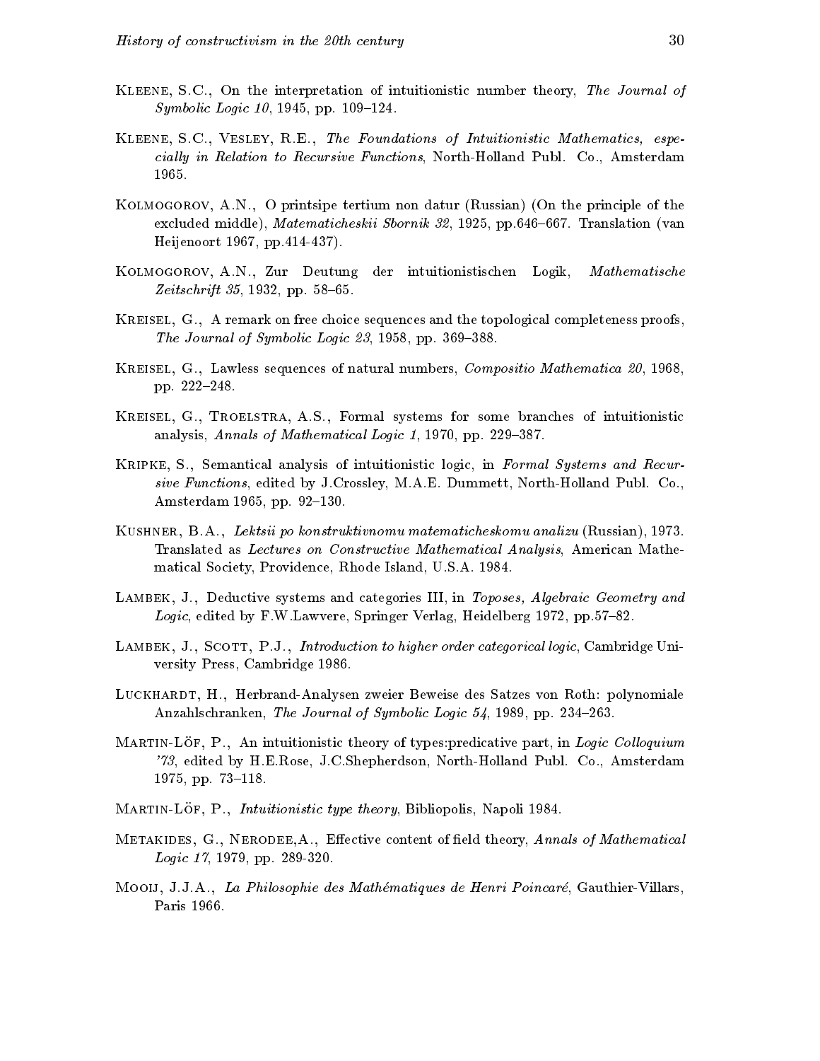Kleene, S.C., On the interpretation of intuitionistic number theory, *The Journal of Symbolic Logic 10*, 1945, pp. 109–124.

Kleene, S.C., Vesley, R.E., *The Foundations of Intuitionistic Mathematics, especially in Relation to Recursive Functions*, North-Holland Publ. Co., Amsterdam 1965.

Kolmogorov, A.N., O printsipe tertium non datur (Russian) (On the principle of the excluded middle), *Matematicheskii Sbornik 32*, 1925, pp.646–667. Translation (van Heijenoort 1967, pp.414-437).

Kolmogorov, A.N., Zur Deutung der intuitionistischen Logik, *Mathematische Zeitschrift 35*, 1932, pp. 58–65.

Kreisel, G., A remark on free choice sequences and the topological completeness proofs, *The Journal of Symbolic Logic 23*, 1958, pp. 369–388.

Kreisel, G., Lawless sequences of natural numbers, *Compositio Mathematica 20*, 1968, pp. 222–248.

Kreisel, G., Troelstra, A.S., Formal systems for some branches of intuitionistic analysis, *Annals of Mathematical Logic 1*, 1970, pp. 229–387.

Kripke, S., Semantical analysis of intuitionistic logic, in *Formal Systems and Recursive Functions*, edited by J.Crossley, M.A.E. Dummett, North-Holland Publ. Co., Amsterdam 1965, pp. 92–130.

Kushner, B.A., *Lektsii po konstruktivnomu matematicheskomu analizu* (Russian), 1973. Translated as *Lectures on Constructive Mathematical Analysis*, American Mathematical Society, Providence, Rhode Island, U.S.A. 1984.

Lambek, J., Deductive systems and categories III, in *Toposes, Algebraic Geometry and Logic*, edited by F.W.Lawvere, Springer Verlag, Heidelberg 1972, pp.57–82.

Lambek, J., Scott, P.J., *Introduction to higher order categorical logic*, Cambridge University Press, Cambridge 1986.

Luckhardt, H., Herbrand-Analysen zweier Beweise des Satzes von Roth: polynomiale Anzahlschranken, *The Journal of Symbolic Logic 54*, 1989, pp. 234–263.

Martin-Löf, P., An intuitionistic theory of types:predicative part, in *Logic Colloquium '73*, edited by H.E.Rose, J.C.Shepherdson, North-Holland Publ. Co., Amsterdam 1975, pp. 73–118.

Martin-Löf, P., *Intuitionistic type theory*, Bibliopolis, Napoli 1984.

Metakides, G., Nerodee,A., Effective content of field theory, *Annals of Mathematical Logic 17*, 1979, pp. 289-320.

Mooij, J.J.A., *La Philosophie des Mathématiques de Henri Poincaré*, Gauthier-Villars, Paris 1966.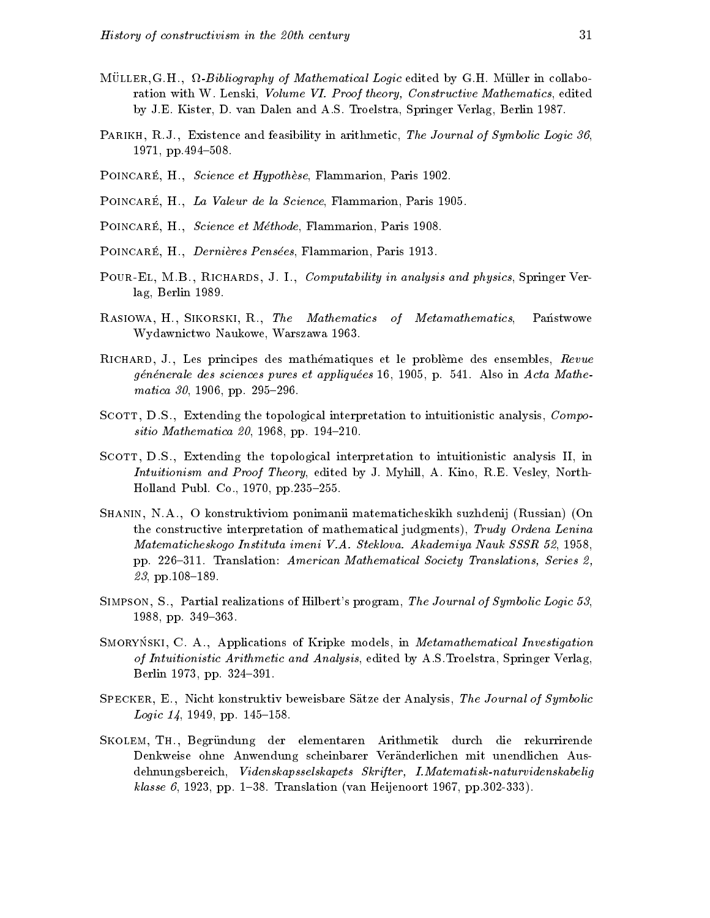Müller, G.H., *Ω-Bibliography of Mathematical Logic* edited by G.H. Müller in collaboration with W. Lenski, *Volume VI. Proof theory, Constructive Mathematics*, edited by J.E. Kister, D. van Dalen and A.S. Troelstra, Springer Verlag, Berlin 1987.

Parikh, R.J., Existence and feasibility in arithmetic, *The Journal of Symbolic Logic 36*, 1971, pp.494–508.

Poincaré, H., *Science et Hypothèse*, Flammarion, Paris 1902.

Poincaré, H., *La Valeur de la Science*, Flammarion, Paris 1905.

Poincaré, H., *Science et Méthode*, Flammarion, Paris 1908.

Poincaré, H., *Dernières Pensées*, Flammarion, Paris 1913.

Pour-El, M.B., Richards, J. I., *Computability in analysis and physics*, Springer Verlag, Berlin 1989.

Rasiowa, H., Sikorski, R., *The Mathematics of Metamathematics*, Państwowe Wydawnictwo Naukowe, Warszawa 1963.

Richard, J., Les principes des mathématiques et le problème des ensembles, *Revue génénerale des sciences pures et appliquées* 16, 1905, p. 541. Also in *Acta Mathematica 30*, 1906, pp. 295–296.

Scott, D.S., Extending the topological interpretation to intuitionistic analysis, *Compositio Mathematica 20*, 1968, pp. 194–210.

Scott, D.S., Extending the topological interpretation to intuitionistic analysis II, in *Intuitionism and Proof Theory*, edited by J. Myhill, A. Kino, R.E. Vesley, North-Holland Publ. Co., 1970, pp.235–255.

Shanin, N.A., O konstruktiviom ponimanii matematicheskikh suzhdenij (Russian) (On the constructive interpretation of mathematical judgments), *Trudy Ordena Lenina Matematicheskogo Instituta imeni V.A. Steklova. Akademiya Nauk SSSR 52*, 1958, pp. 226–311. Translation: *American Mathematical Society Translations, Series 2, 23*, pp.108–189.

Simpson, S., Partial realizations of Hilbert's program, *The Journal of Symbolic Logic 53*, 1988, pp. 349–363.

Smoryński, C. A., Applications of Kripke models, in *Metamathematical Investigation of Intuitionistic Arithmetic and Analysis*, edited by A.S.Troelstra, Springer Verlag, Berlin 1973, pp. 324–391.

Specker, E., Nicht konstruktiv beweisbare Sätze der Analysis, *The Journal of Symbolic Logic 14*, 1949, pp. 145–158.

Skolem, Th., Begründung der elementaren Arithmetik durch die rekurrirende Denkweise ohne Anwendung scheinbarer Veränderlichen mit unendlichen Ausdehnungsbereich, *Videnskapsselskapets Skrifter, I.Matematisk-naturvidenskabelig klasse 6*, 1923, pp. 1–38. Translation (van Heijenoort 1967, pp.302-333).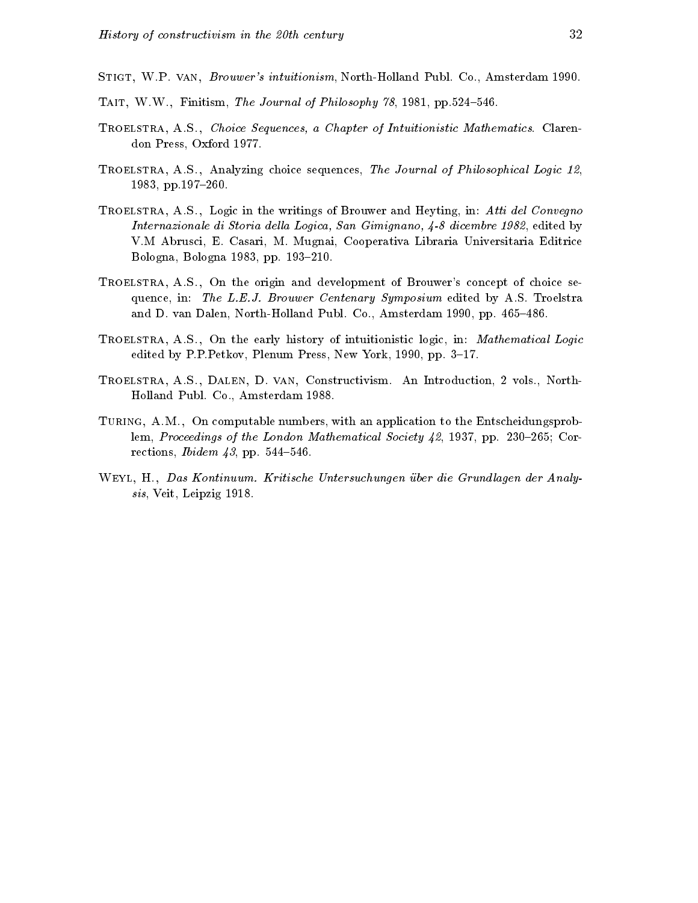Stigt, W.P. van, *Brouwer's intuitionism*, North-Holland Publ. Co., Amsterdam 1990.

Tait, W.W., Finitism, *The Journal of Philosophy 78*, 1981, pp.524–546.

Troelstra, A.S., *Choice Sequences, a Chapter of Intuitionistic Mathematics*. Clarendon Press, Oxford 1977.

Troelstra, A.S., Analyzing choice sequences, *The Journal of Philosophical Logic 12*, 1983, pp.197–260.

Troelstra, A.S., Logic in the writings of Brouwer and Heyting, in: *Atti del Convegno Internazionale di Storia della Logica, San Gimignano, 4-8 dicembre 1982*, edited by V.M Abrusci, E. Casari, M. Mugnai, Cooperativa Libraria Universitaria Editrice Bologna, Bologna 1983, pp. 193–210.

Troelstra, A.S., On the origin and development of Brouwer's concept of choice sequence, in: *The L.E.J. Brouwer Centenary Symposium* edited by A.S. Troelstra and D. van Dalen, North-Holland Publ. Co., Amsterdam 1990, pp. 465–486.

Troelstra, A.S., On the early history of intuitionistic logic, in: *Mathematical Logic* edited by P.P.Petkov, Plenum Press, New York, 1990, pp. 3–17.

Troelstra, A.S., Dalen, D. van, Constructivism. An Introduction, 2 vols., North-Holland Publ. Co., Amsterdam 1988.

Turing, A.M., On computable numbers, with an application to the Entscheidungsproblem, *Proceedings of the London Mathematical Society 42*, 1937, pp. 230–265; Corrections, *Ibidem 43*, pp. 544–546.

Weyl, H., *Das Kontinuum. Kritische Untersuchungen über die Grundlagen der Analysis*, Veit, Leipzig 1918.